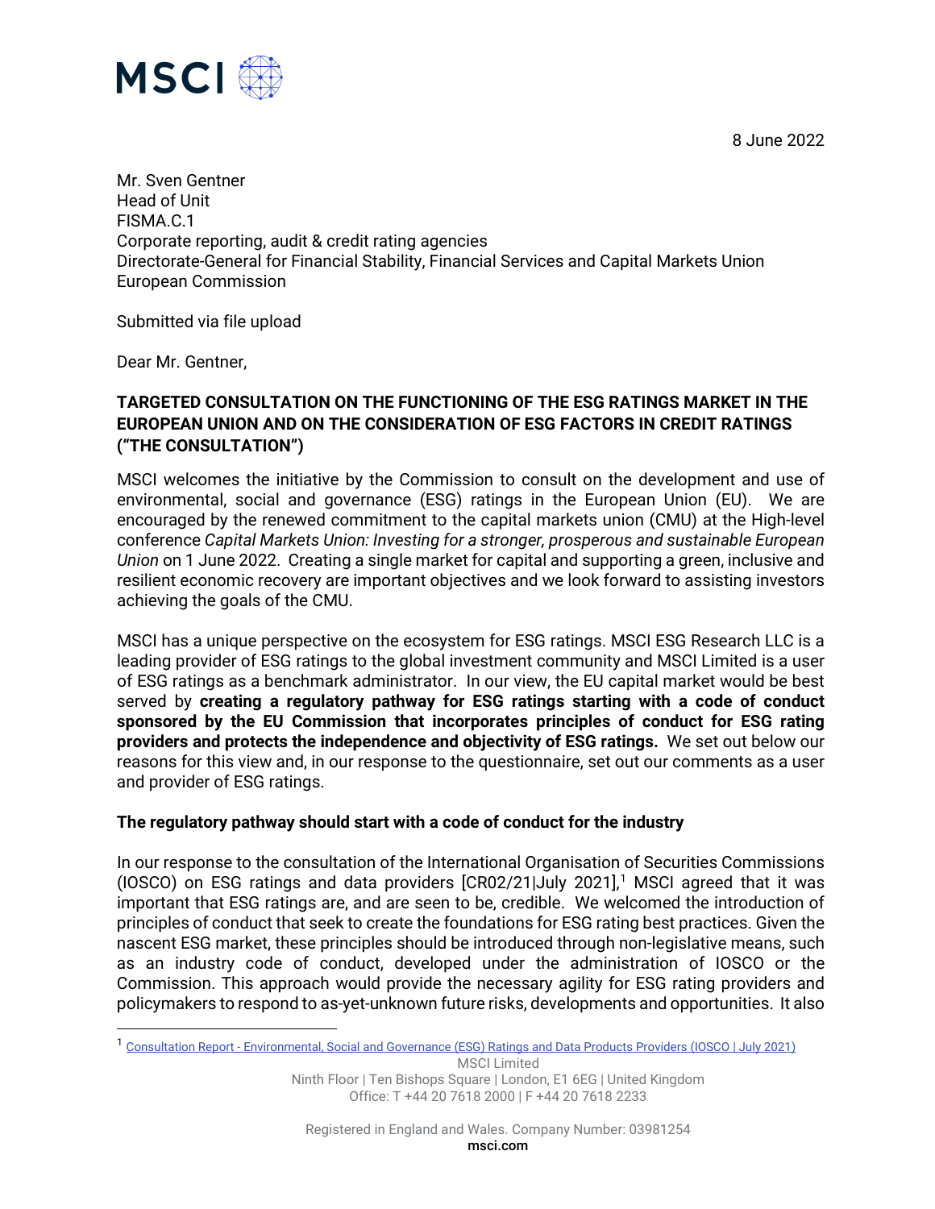8 June 2022

Mr. Sven Gentner
Head of Unit
FISMA.C.1
Corporate reporting, audit & credit rating agencies
Directorate-General for Financial Stability, Financial Services and Capital Markets Union
European Commission

Submitted via file upload

Dear Mr. Gentner,

**TARGETED CONSULTATION ON THE FUNCTIONING OF THE ESG RATINGS MARKET IN THE EUROPEAN UNION AND ON THE CONSIDERATION OF ESG FACTORS IN CREDIT RATINGS ("THE CONSULTATION")**

MSCI welcomes the initiative by the Commission to consult on the development and use of environmental, social and governance (ESG) ratings in the European Union (EU). We are encouraged by the renewed commitment to the capital markets union (CMU) at the High-level conference *Capital Markets Union: Investing for a stronger, prosperous and sustainable European Union* on 1 June 2022. Creating a single market for capital and supporting a green, inclusive and resilient economic recovery are important objectives and we look forward to assisting investors achieving the goals of the CMU.

MSCI has a unique perspective on the ecosystem for ESG ratings. MSCI ESG Research LLC is a leading provider of ESG ratings to the global investment community and MSCI Limited is a user of ESG ratings as a benchmark administrator. In our view, the EU capital market would be best served by **creating a regulatory pathway for ESG ratings starting with a code of conduct sponsored by the EU Commission that incorporates principles of conduct for ESG rating providers and protects the independence and objectivity of ESG ratings.** We set out below our reasons for this view and, in our response to the questionnaire, set out our comments as a user and provider of ESG ratings.

**The regulatory pathway should start with a code of conduct for the industry**

In our response to the consultation of the International Organisation of Securities Commissions (IOSCO) on ESG ratings and data providers [CR02/21|July 2021],[1] MSCI agreed that it was important that ESG ratings are, and are seen to be, credible. We welcomed the introduction of principles of conduct that seek to create the foundations for ESG rating best practices. Given the nascent ESG market, these principles should be introduced through non-legislative means, such as an industry code of conduct, developed under the administration of IOSCO or the Commission. This approach would provide the necessary agility for ESG rating providers and policymakers to respond to as-yet-unknown future risks, developments and opportunities. It also

[1] [Consultation Report - Environmental, Social and Governance (ESG) Ratings and Data Products Providers (IOSCO | July 2021)]

MSCI Limited
Ninth Floor | Ten Bishops Square | London, E1 6EG | United Kingdom
Office: T +44 20 7618 2000 | F +44 20 7618 2233

Registered in England and Wales. Company Number: 03981254
msci.com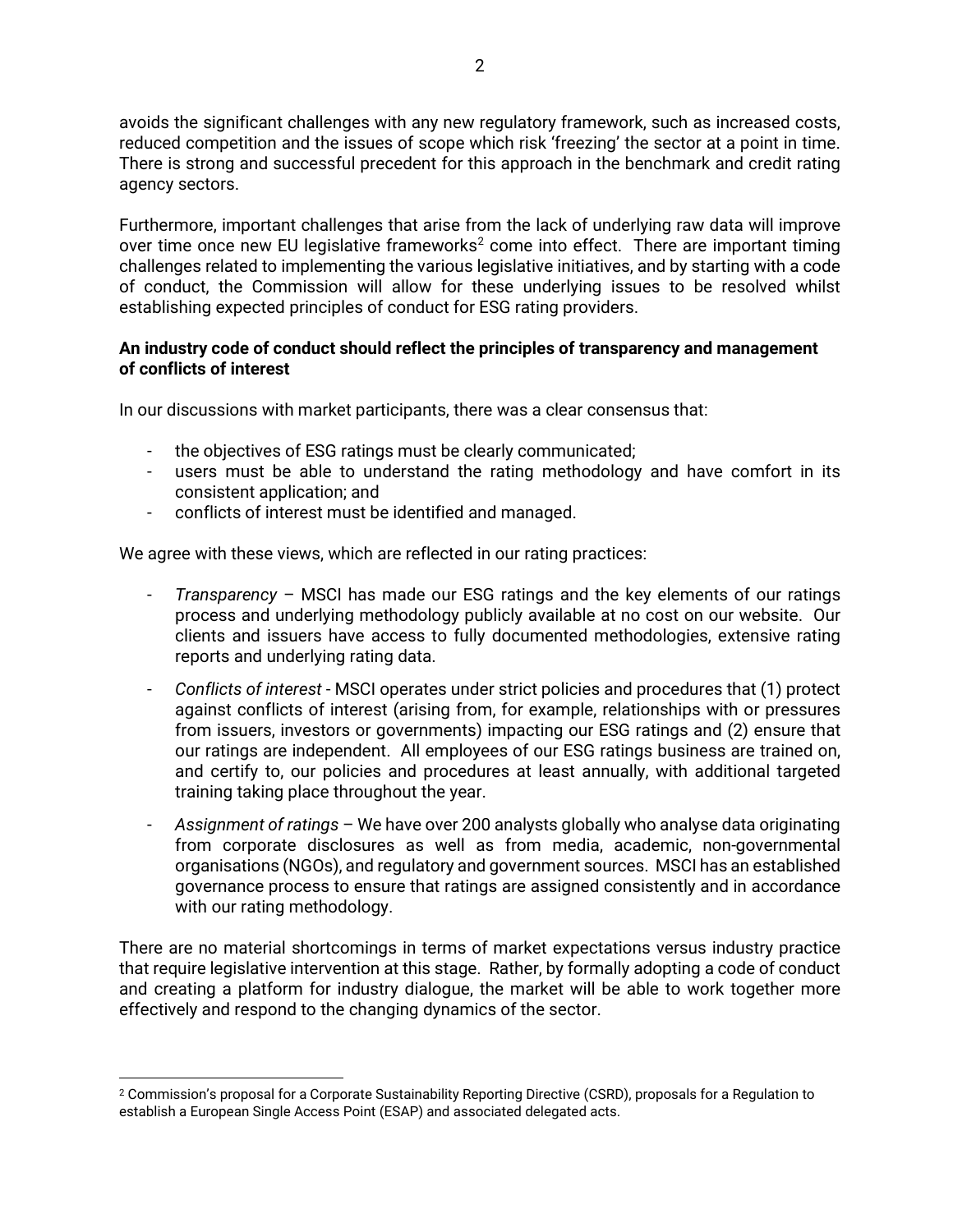avoids the significant challenges with any new regulatory framework, such as increased costs, reduced competition and the issues of scope which risk 'freezing' the sector at a point in time. There is strong and successful precedent for this approach in the benchmark and credit rating agency sectors.

Furthermore, important challenges that arise from the lack of underlying raw data will improve over time once new EU legislative frameworks[2] come into effect. There are important timing challenges related to implementing the various legislative initiatives, and by starting with a code of conduct, the Commission will allow for these underlying issues to be resolved whilst establishing expected principles of conduct for ESG rating providers.

**An industry code of conduct should reflect the principles of transparency and management of conflicts of interest**

In our discussions with market participants, there was a clear consensus that:

- the objectives of ESG ratings must be clearly communicated;
- users must be able to understand the rating methodology and have comfort in its consistent application; and
- conflicts of interest must be identified and managed.

We agree with these views, which are reflected in our rating practices:

- *Transparency* – MSCI has made our ESG ratings and the key elements of our ratings process and underlying methodology publicly available at no cost on our website. Our clients and issuers have access to fully documented methodologies, extensive rating reports and underlying rating data.
- *Conflicts of interest* - MSCI operates under strict policies and procedures that (1) protect against conflicts of interest (arising from, for example, relationships with or pressures from issuers, investors or governments) impacting our ESG ratings and (2) ensure that our ratings are independent. All employees of our ESG ratings business are trained on, and certify to, our policies and procedures at least annually, with additional targeted training taking place throughout the year.
- *Assignment of ratings* – We have over 200 analysts globally who analyse data originating from corporate disclosures as well as from media, academic, non-governmental organisations (NGOs), and regulatory and government sources. MSCI has an established governance process to ensure that ratings are assigned consistently and in accordance with our rating methodology.

There are no material shortcomings in terms of market expectations versus industry practice that require legislative intervention at this stage. Rather, by formally adopting a code of conduct and creating a platform for industry dialogue, the market will be able to work together more effectively and respond to the changing dynamics of the sector.

[2] Commission's proposal for a Corporate Sustainability Reporting Directive (CSRD), proposals for a Regulation to establish a European Single Access Point (ESAP) and associated delegated acts.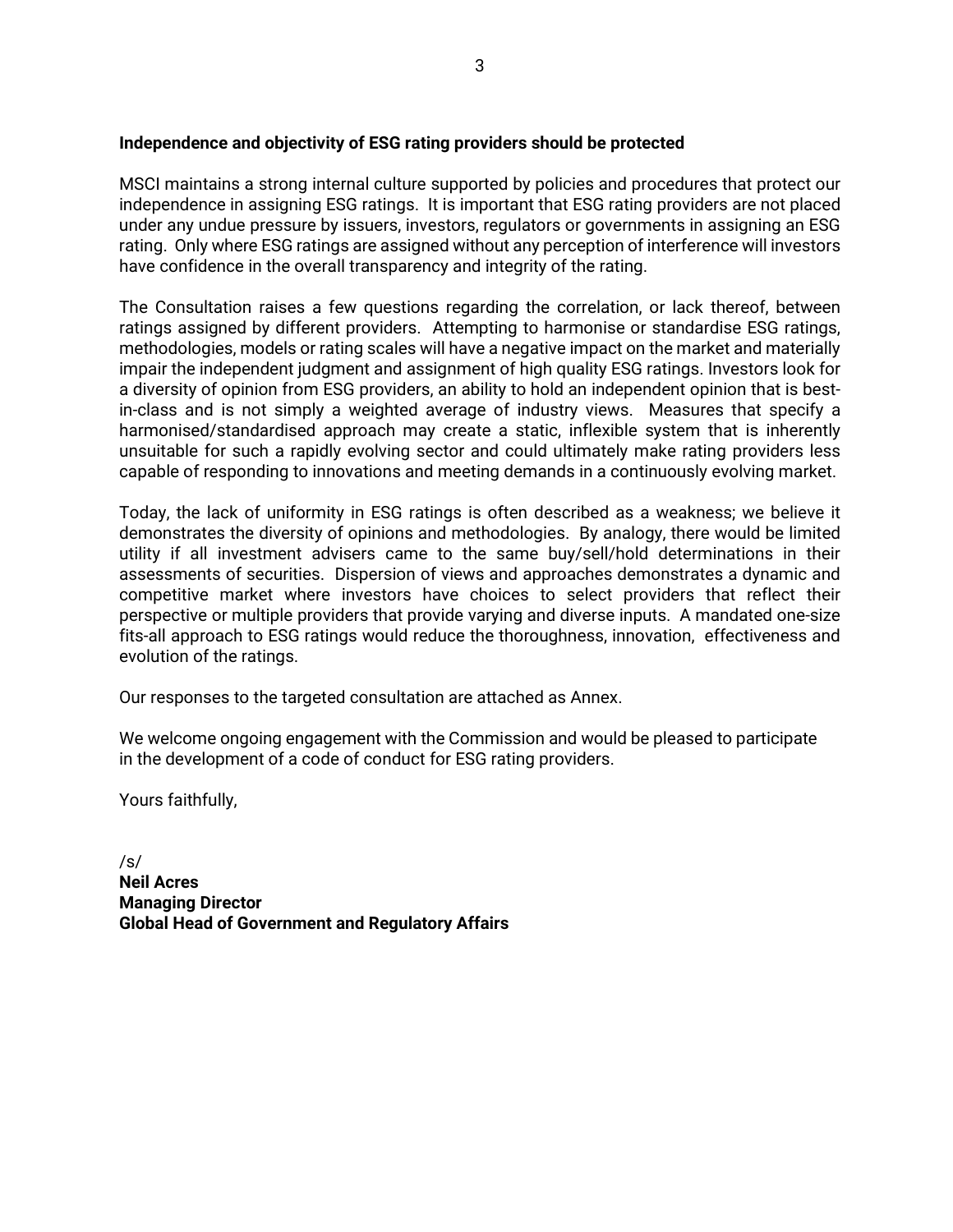**Independence and objectivity of ESG rating providers should be protected**

MSCI maintains a strong internal culture supported by policies and procedures that protect our independence in assigning ESG ratings. It is important that ESG rating providers are not placed under any undue pressure by issuers, investors, regulators or governments in assigning an ESG rating. Only where ESG ratings are assigned without any perception of interference will investors have confidence in the overall transparency and integrity of the rating.

The Consultation raises a few questions regarding the correlation, or lack thereof, between ratings assigned by different providers. Attempting to harmonise or standardise ESG ratings, methodologies, models or rating scales will have a negative impact on the market and materially impair the independent judgment and assignment of high quality ESG ratings. Investors look for a diversity of opinion from ESG providers, an ability to hold an independent opinion that is best-in-class and is not simply a weighted average of industry views. Measures that specify a harmonised/standardised approach may create a static, inflexible system that is inherently unsuitable for such a rapidly evolving sector and could ultimately make rating providers less capable of responding to innovations and meeting demands in a continuously evolving market.

Today, the lack of uniformity in ESG ratings is often described as a weakness; we believe it demonstrates the diversity of opinions and methodologies. By analogy, there would be limited utility if all investment advisers came to the same buy/sell/hold determinations in their assessments of securities. Dispersion of views and approaches demonstrates a dynamic and competitive market where investors have choices to select providers that reflect their perspective or multiple providers that provide varying and diverse inputs. A mandated one-size fits-all approach to ESG ratings would reduce the thoroughness, innovation, effectiveness and evolution of the ratings.

Our responses to the targeted consultation are attached as Annex.

We welcome ongoing engagement with the Commission and would be pleased to participate in the development of a code of conduct for ESG rating providers.

Yours faithfully,

/s/
**Neil Acres**
**Managing Director**
**Global Head of Government and Regulatory Affairs**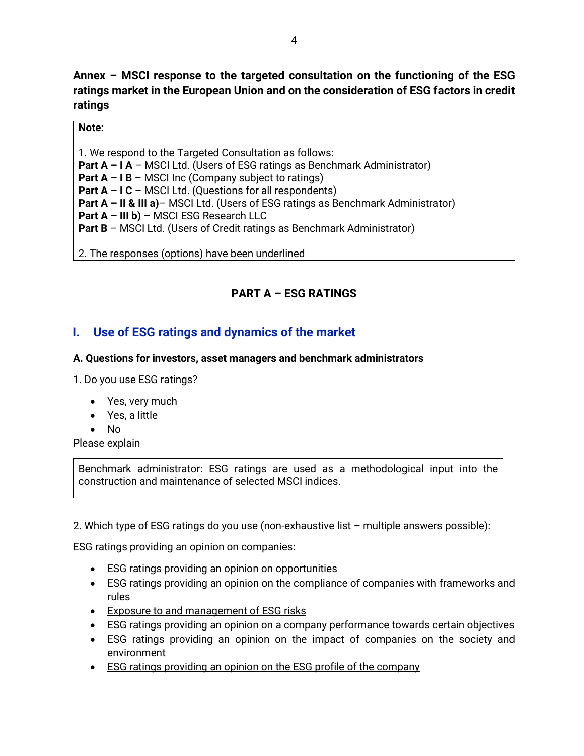**Annex – MSCI response to the targeted consultation on the functioning of the ESG ratings market in the European Union and on the consideration of ESG factors in credit ratings**

> **Note:**
>
> 1. We respond to the Targeted Consultation as follows:
> **Part A – I A** – MSCI Ltd. (Users of ESG ratings as Benchmark Administrator)
> **Part A – I B** – MSCI Inc (Company subject to ratings)
> **Part A – I C** – MSCI Ltd. (Questions for all respondents)
> **Part A – II & III a)**– MSCI Ltd. (Users of ESG ratings as Benchmark Administrator)
> **Part A – III b)** – MSCI ESG Research LLC
> **Part B** – MSCI Ltd. (Users of Credit ratings as Benchmark Administrator)
>
> 2. The responses (options) have been underlined

## PART A – ESG RATINGS

## I. Use of ESG ratings and dynamics of the market

### A. Questions for investors, asset managers and benchmark administrators

1. Do you use ESG ratings?

- <u>Yes, very much</u>
- Yes, a little
- No

Please explain

> Benchmark administrator: ESG ratings are used as a methodological input into the construction and maintenance of selected MSCI indices.

2. Which type of ESG ratings do you use (non-exhaustive list – multiple answers possible):

ESG ratings providing an opinion on companies:

- ESG ratings providing an opinion on opportunities
- ESG ratings providing an opinion on the compliance of companies with frameworks and rules
- <u>Exposure to and management of ESG risks</u>
- ESG ratings providing an opinion on a company performance towards certain objectives
- ESG ratings providing an opinion on the impact of companies on the society and environment
- <u>ESG ratings providing an opinion on the ESG profile of the company</u>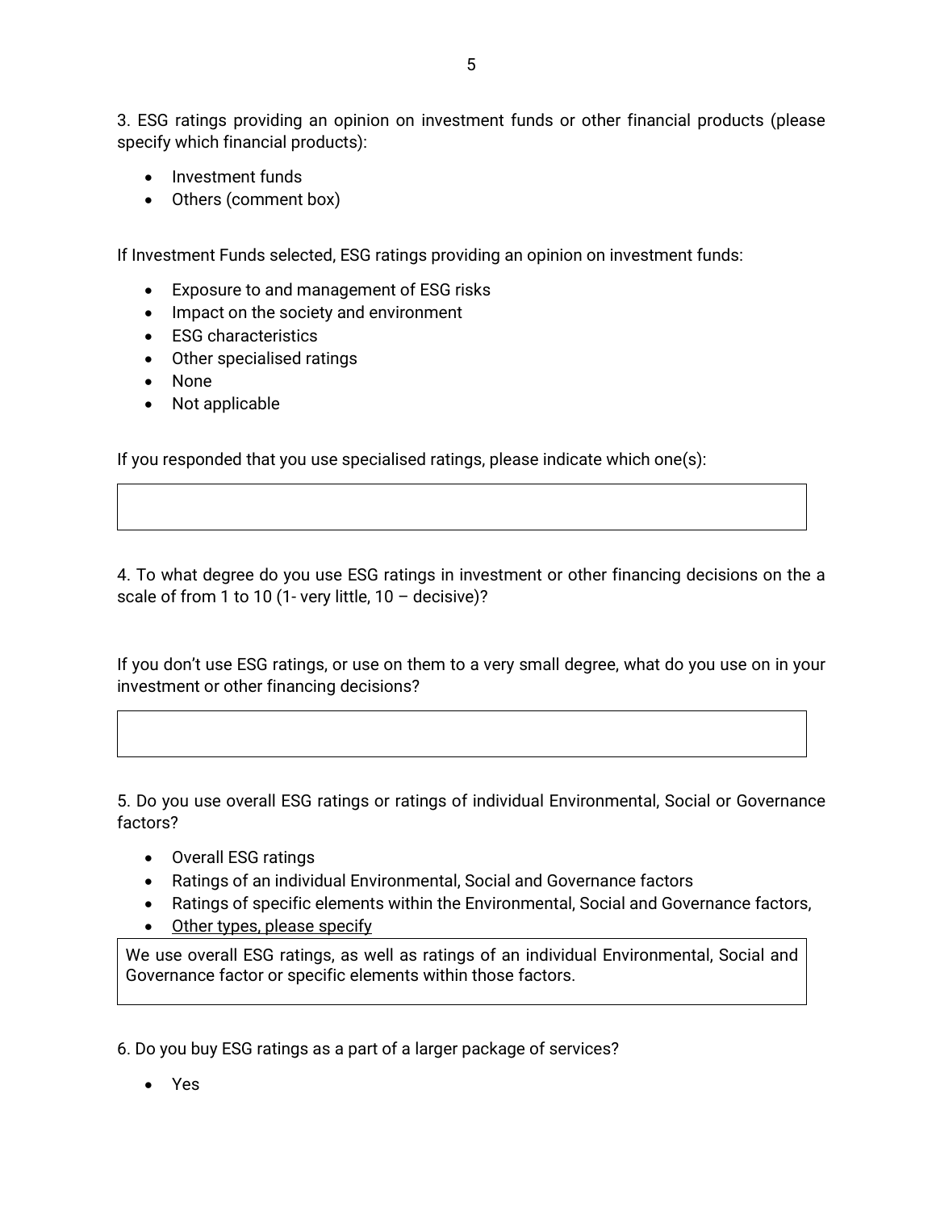3. ESG ratings providing an opinion on investment funds or other financial products (please specify which financial products):

- Investment funds
- Others (comment box)

If Investment Funds selected, ESG ratings providing an opinion on investment funds:

- Exposure to and management of ESG risks
- Impact on the society and environment
- ESG characteristics
- Other specialised ratings
- None
- Not applicable

If you responded that you use specialised ratings, please indicate which one(s):

| |
|---|
| |

4. To what degree do you use ESG ratings in investment or other financing decisions on the a scale of from 1 to 10 (1- very little, 10 – decisive)?

If you don't use ESG ratings, or use on them to a very small degree, what do you use on in your investment or other financing decisions?

| |
|---|
| |

5. Do you use overall ESG ratings or ratings of individual Environmental, Social or Governance factors?

- Overall ESG ratings
- Ratings of an individual Environmental, Social and Governance factors
- Ratings of specific elements within the Environmental, Social and Governance factors,
- <u>Other types, please specify</u>

| We use overall ESG ratings, as well as ratings of an individual Environmental, Social and Governance factor or specific elements within those factors. |
|---|

6. Do you buy ESG ratings as a part of a larger package of services?

- Yes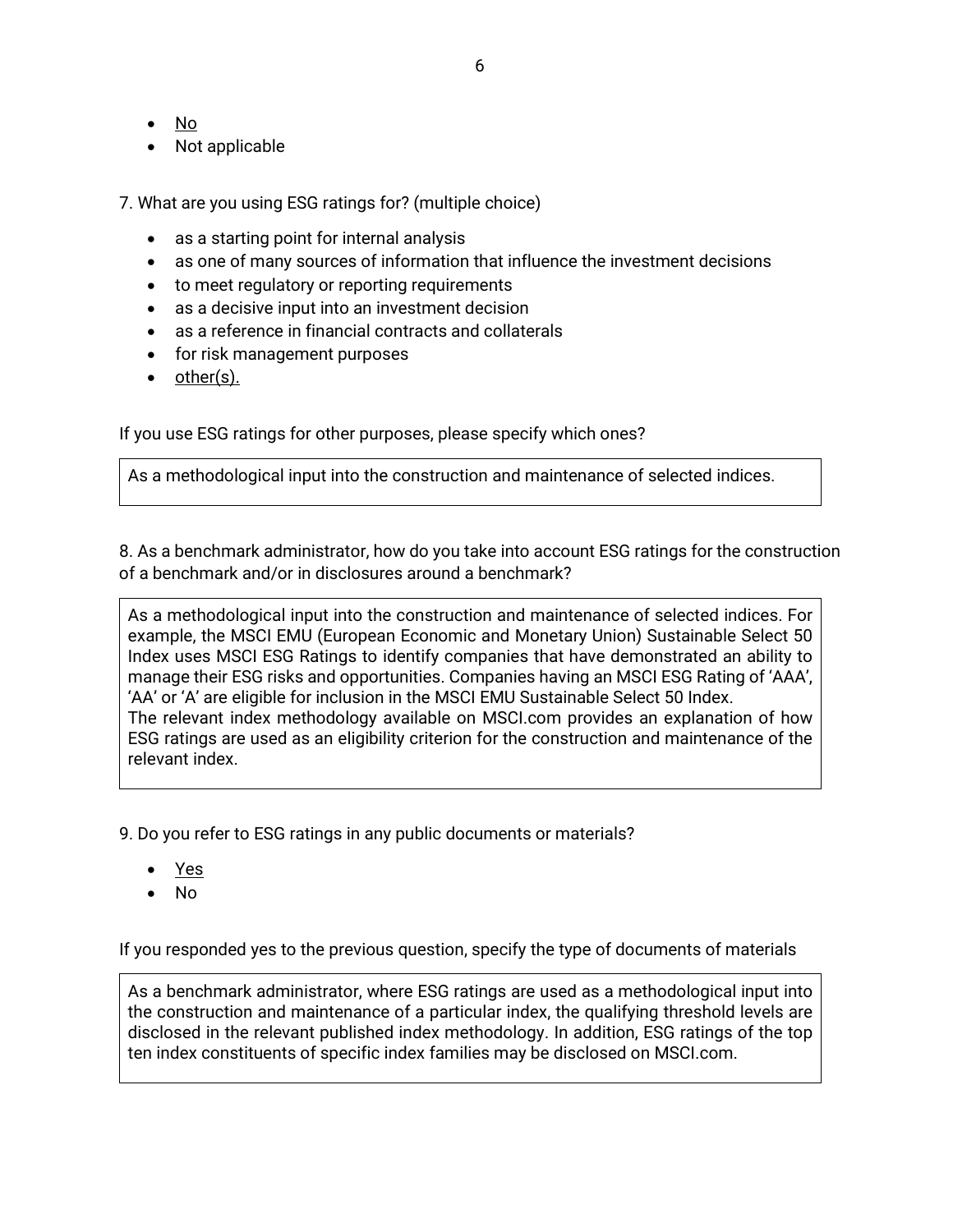- <u>No</u>
- Not applicable

7. What are you using ESG ratings for? (multiple choice)

- as a starting point for internal analysis
- as one of many sources of information that influence the investment decisions
- to meet regulatory or reporting requirements
- as a decisive input into an investment decision
- as a reference in financial contracts and collaterals
- for risk management purposes
- <u>other(s).</u>

If you use ESG ratings for other purposes, please specify which ones?

> As a methodological input into the construction and maintenance of selected indices.

8. As a benchmark administrator, how do you take into account ESG ratings for the construction of a benchmark and/or in disclosures around a benchmark?

> As a methodological input into the construction and maintenance of selected indices. For example, the MSCI EMU (European Economic and Monetary Union) Sustainable Select 50 Index uses MSCI ESG Ratings to identify companies that have demonstrated an ability to manage their ESG risks and opportunities. Companies having an MSCI ESG Rating of 'AAA', 'AA' or 'A' are eligible for inclusion in the MSCI EMU Sustainable Select 50 Index.
> The relevant index methodology available on MSCI.com provides an explanation of how ESG ratings are used as an eligibility criterion for the construction and maintenance of the relevant index.

9. Do you refer to ESG ratings in any public documents or materials?

- <u>Yes</u>
- No

If you responded yes to the previous question, specify the type of documents of materials

> As a benchmark administrator, where ESG ratings are used as a methodological input into the construction and maintenance of a particular index, the qualifying threshold levels are disclosed in the relevant published index methodology. In addition, ESG ratings of the top ten index constituents of specific index families may be disclosed on MSCI.com.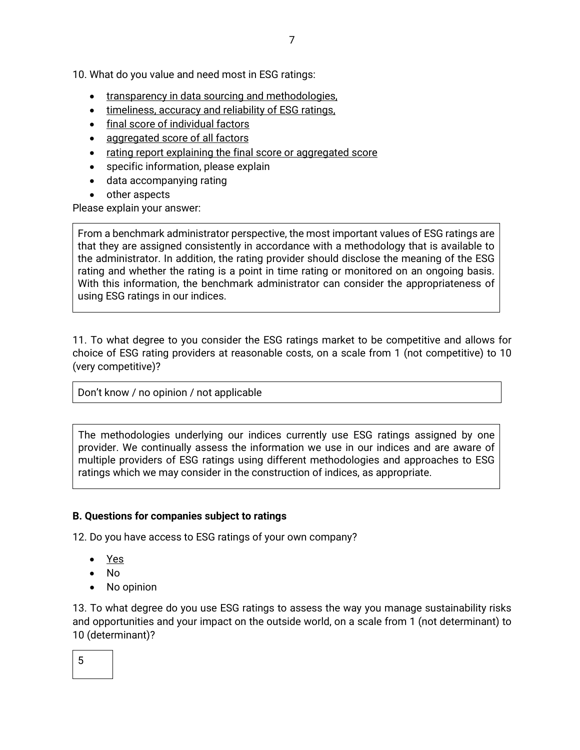10. What do you value and need most in ESG ratings:

- <u>transparency in data sourcing and methodologies,</u>
- <u>timeliness, accuracy and reliability of ESG ratings,</u>
- <u>final score of individual factors</u>
- <u>aggregated score of all factors</u>
- <u>rating report explaining the final score or aggregated score</u>
- specific information, please explain
- data accompanying rating
- other aspects

Please explain your answer:

> From a benchmark administrator perspective, the most important values of ESG ratings are that they are assigned consistently in accordance with a methodology that is available to the administrator. In addition, the rating provider should disclose the meaning of the ESG rating and whether the rating is a point in time rating or monitored on an ongoing basis. With this information, the benchmark administrator can consider the appropriateness of using ESG ratings in our indices.

11. To what degree to you consider the ESG ratings market to be competitive and allows for choice of ESG rating providers at reasonable costs, on a scale from 1 (not competitive) to 10 (very competitive)?

> Don't know / no opinion / not applicable

> The methodologies underlying our indices currently use ESG ratings assigned by one provider. We continually assess the information we use in our indices and are aware of multiple providers of ESG ratings using different methodologies and approaches to ESG ratings which we may consider in the construction of indices, as appropriate.

**B. Questions for companies subject to ratings**

12. Do you have access to ESG ratings of your own company?

- <u>Yes</u>
- No
- No opinion

13. To what degree do you use ESG ratings to assess the way you manage sustainability risks and opportunities and your impact on the outside world, on a scale from 1 (not determinant) to 10 (determinant)?

> 5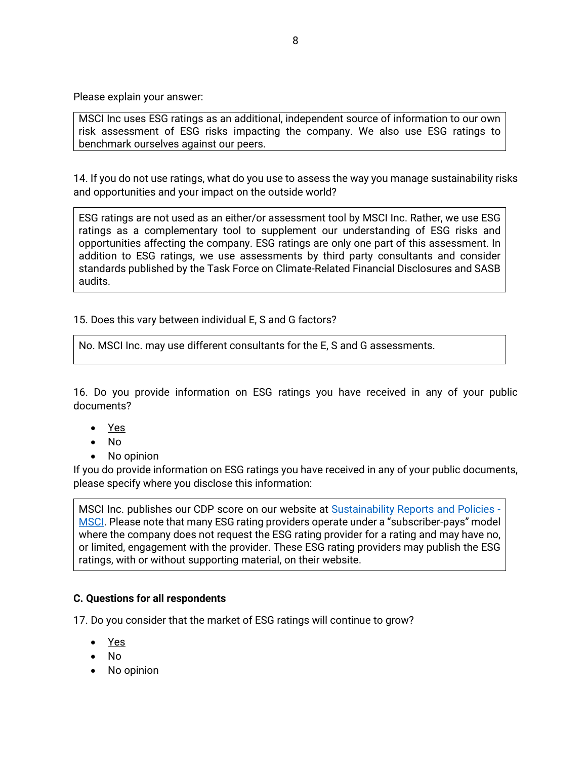Please explain your answer:

> MSCI Inc uses ESG ratings as an additional, independent source of information to our own risk assessment of ESG risks impacting the company. We also use ESG ratings to benchmark ourselves against our peers.

14. If you do not use ratings, what do you use to assess the way you manage sustainability risks and opportunities and your impact on the outside world?

> ESG ratings are not used as an either/or assessment tool by MSCI Inc. Rather, we use ESG ratings as a complementary tool to supplement our understanding of ESG risks and opportunities affecting the company. ESG ratings are only one part of this assessment. In addition to ESG ratings, we use assessments by third party consultants and consider standards published by the Task Force on Climate-Related Financial Disclosures and SASB audits.

15. Does this vary between individual E, S and G factors?

> No. MSCI Inc. may use different consultants for the E, S and G assessments.

16. Do you provide information on ESG ratings you have received in any of your public documents?

- <u>Yes</u>
- No
- No opinion

If you do provide information on ESG ratings you have received in any of your public documents, please specify where you disclose this information:

> MSCI Inc. publishes our CDP score on our website at [Sustainability Reports and Policies - MSCI](). Please note that many ESG rating providers operate under a "subscriber-pays" model where the company does not request the ESG rating provider for a rating and may have no, or limited, engagement with the provider. These ESG rating providers may publish the ESG ratings, with or without supporting material, on their website.

### C. Questions for all respondents

17. Do you consider that the market of ESG ratings will continue to grow?

- <u>Yes</u>
- No
- No opinion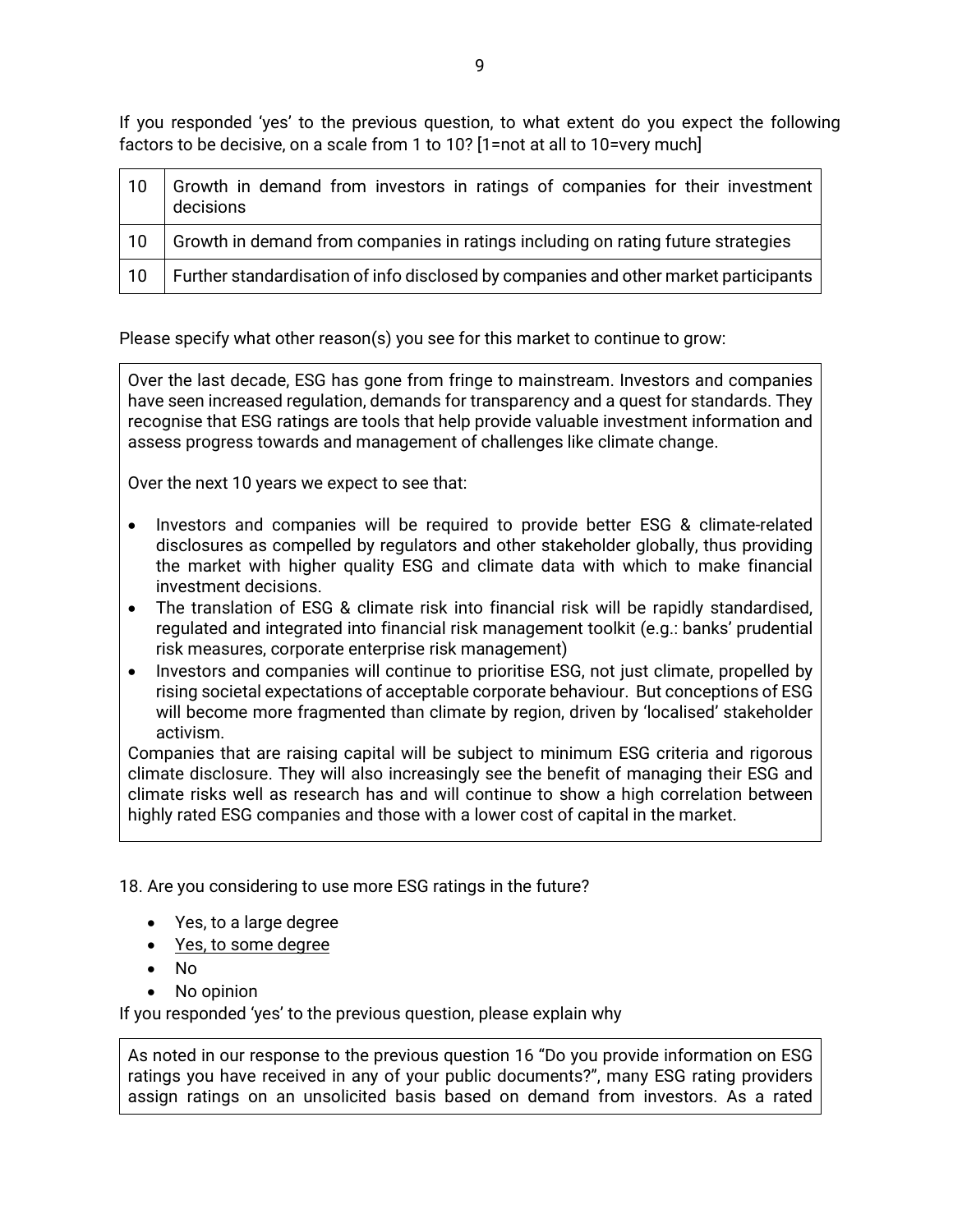If you responded 'yes' to the previous question, to what extent do you expect the following factors to be decisive, on a scale from 1 to 10? [1=not at all to 10=very much]

| | |
|---|---|
| 10 | Growth in demand from investors in ratings of companies for their investment decisions |
| 10 | Growth in demand from companies in ratings including on rating future strategies |
| 10 | Further standardisation of info disclosed by companies and other market participants |

Please specify what other reason(s) you see for this market to continue to grow:

> Over the last decade, ESG has gone from fringe to mainstream. Investors and companies have seen increased regulation, demands for transparency and a quest for standards. They recognise that ESG ratings are tools that help provide valuable investment information and assess progress towards and management of challenges like climate change.
>
> Over the next 10 years we expect to see that:
>
> - Investors and companies will be required to provide better ESG & climate-related disclosures as compelled by regulators and other stakeholder globally, thus providing the market with higher quality ESG and climate data with which to make financial investment decisions.
> - The translation of ESG & climate risk into financial risk will be rapidly standardised, regulated and integrated into financial risk management toolkit (e.g.: banks' prudential risk measures, corporate enterprise risk management)
> - Investors and companies will continue to prioritise ESG, not just climate, propelled by rising societal expectations of acceptable corporate behaviour. But conceptions of ESG will become more fragmented than climate by region, driven by 'localised' stakeholder activism.
>
> Companies that are raising capital will be subject to minimum ESG criteria and rigorous climate disclosure. They will also increasingly see the benefit of managing their ESG and climate risks well as research has and will continue to show a high correlation between highly rated ESG companies and those with a lower cost of capital in the market.

18. Are you considering to use more ESG ratings in the future?

- Yes, to a large degree
- <u>Yes, to some degree</u>
- No
- No opinion

If you responded 'yes' to the previous question, please explain why

> As noted in our response to the previous question 16 "Do you provide information on ESG ratings you have received in any of your public documents?", many ESG rating providers assign ratings on an unsolicited basis based on demand from investors. As a rated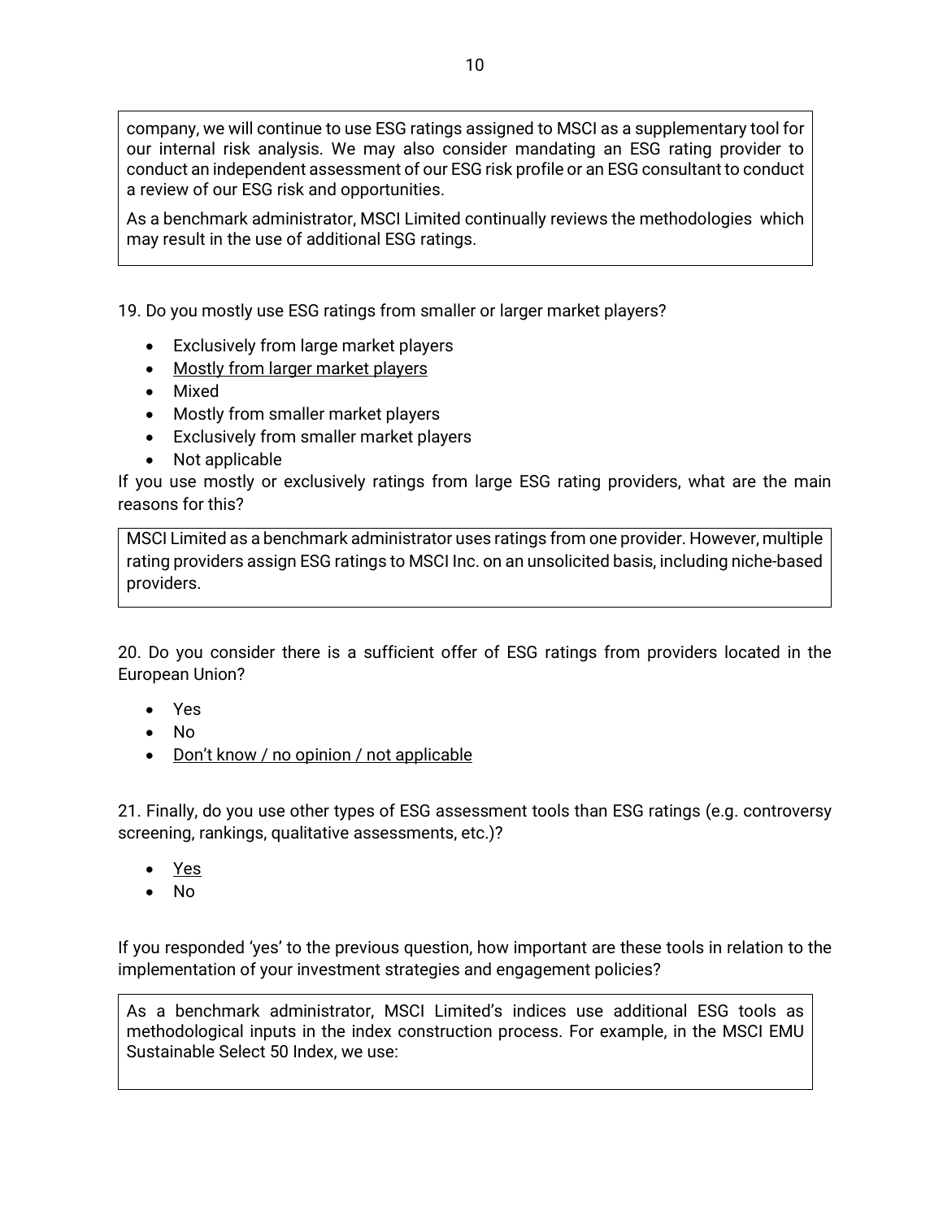company, we will continue to use ESG ratings assigned to MSCI as a supplementary tool for our internal risk analysis. We may also consider mandating an ESG rating provider to conduct an independent assessment of our ESG risk profile or an ESG consultant to conduct a review of our ESG risk and opportunities.

As a benchmark administrator, MSCI Limited continually reviews the methodologies which may result in the use of additional ESG ratings.

19. Do you mostly use ESG ratings from smaller or larger market players?

- Exclusively from large market players
- <u>Mostly from larger market players</u>
- Mixed
- Mostly from smaller market players
- Exclusively from smaller market players
- Not applicable

If you use mostly or exclusively ratings from large ESG rating providers, what are the main reasons for this?

MSCI Limited as a benchmark administrator uses ratings from one provider. However, multiple rating providers assign ESG ratings to MSCI Inc. on an unsolicited basis, including niche-based providers.

20. Do you consider there is a sufficient offer of ESG ratings from providers located in the European Union?

- Yes
- No
- <u>Don't know / no opinion / not applicable</u>

21. Finally, do you use other types of ESG assessment tools than ESG ratings (e.g. controversy screening, rankings, qualitative assessments, etc.)?

- <u>Yes</u>
- No

If you responded 'yes' to the previous question, how important are these tools in relation to the implementation of your investment strategies and engagement policies?

As a benchmark administrator, MSCI Limited's indices use additional ESG tools as methodological inputs in the index construction process. For example, in the MSCI EMU Sustainable Select 50 Index, we use: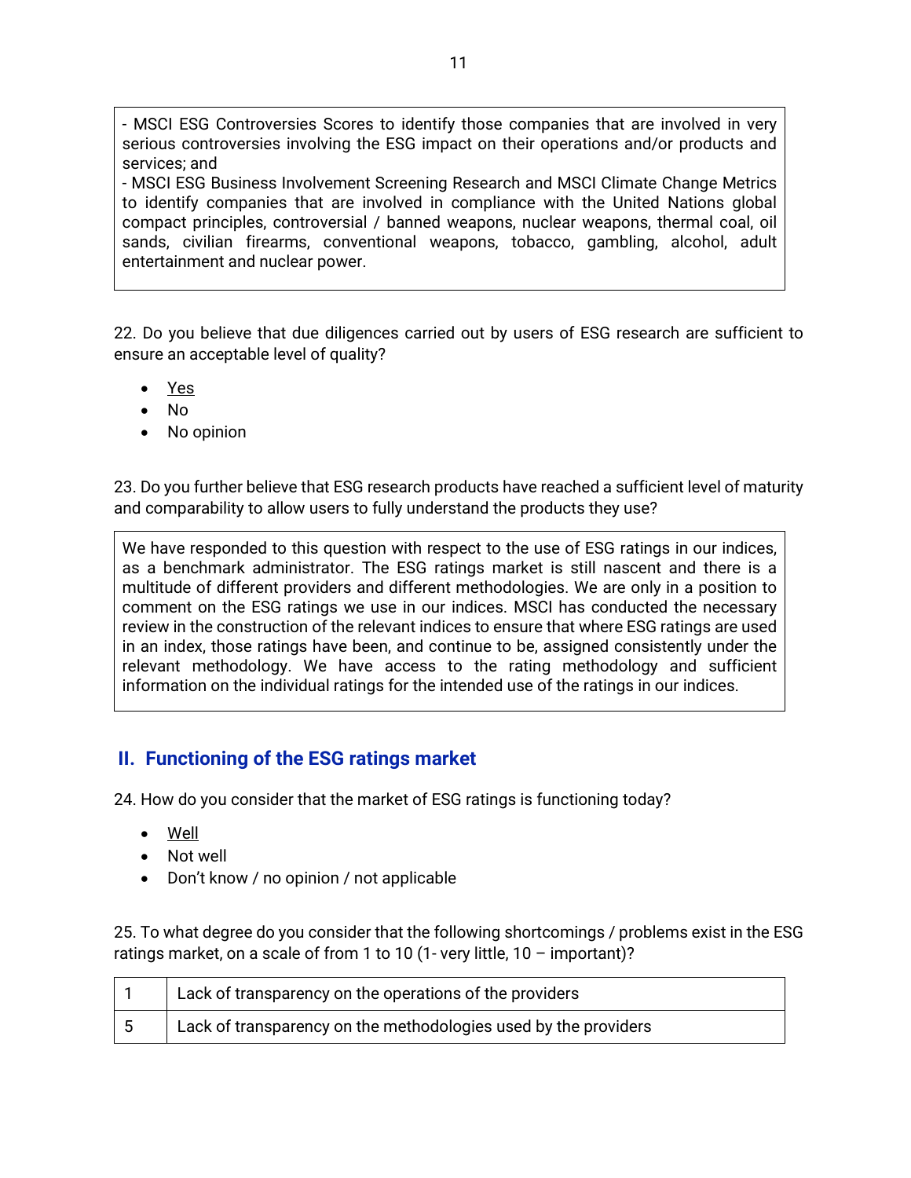- MSCI ESG Controversies Scores to identify those companies that are involved in very serious controversies involving the ESG impact on their operations and/or products and services; and
- MSCI ESG Business Involvement Screening Research and MSCI Climate Change Metrics to identify companies that are involved in compliance with the United Nations global compact principles, controversial / banned weapons, nuclear weapons, thermal coal, oil sands, civilian firearms, conventional weapons, tobacco, gambling, alcohol, adult entertainment and nuclear power.

22. Do you believe that due diligences carried out by users of ESG research are sufficient to ensure an acceptable level of quality?

- Yes
- No
- No opinion

23. Do you further believe that ESG research products have reached a sufficient level of maturity and comparability to allow users to fully understand the products they use?

We have responded to this question with respect to the use of ESG ratings in our indices, as a benchmark administrator. The ESG ratings market is still nascent and there is a multitude of different providers and different methodologies. We are only in a position to comment on the ESG ratings we use in our indices. MSCI has conducted the necessary review in the construction of the relevant indices to ensure that where ESG ratings are used in an index, those ratings have been, and continue to be, assigned consistently under the relevant methodology. We have access to the rating methodology and sufficient information on the individual ratings for the intended use of the ratings in our indices.

## II. Functioning of the ESG ratings market

24. How do you consider that the market of ESG ratings is functioning today?

- Well
- Not well
- Don't know / no opinion / not applicable

25. To what degree do you consider that the following shortcomings / problems exist in the ESG ratings market, on a scale of from 1 to 10 (1- very little, 10 – important)?

| | |
|---|---|
| 1 | Lack of transparency on the operations of the providers |
| 5 | Lack of transparency on the methodologies used by the providers |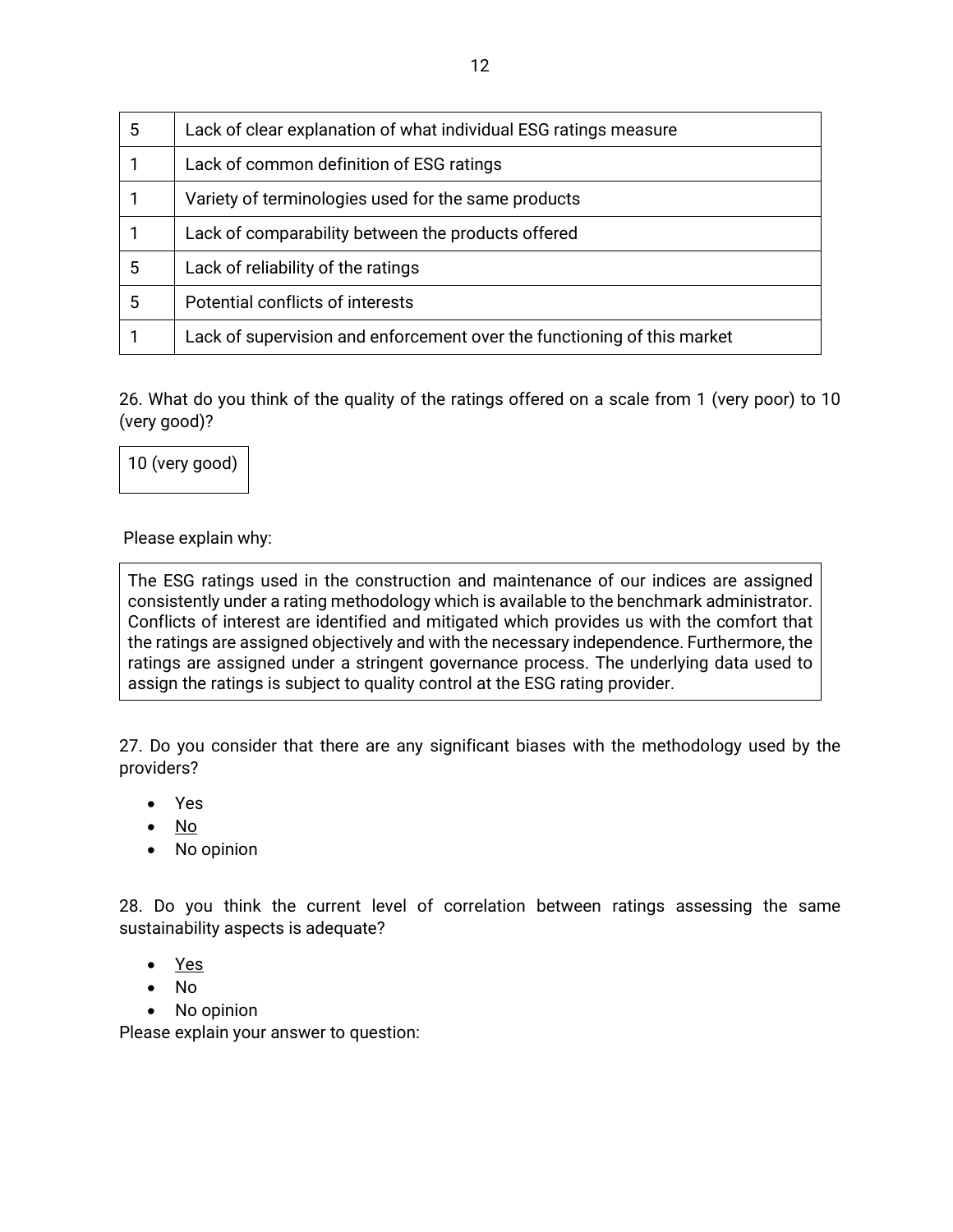| 5 | Lack of clear explanation of what individual ESG ratings measure |
|---|---|
| 1 | Lack of common definition of ESG ratings |
| 1 | Variety of terminologies used for the same products |
| 1 | Lack of comparability between the products offered |
| 5 | Lack of reliability of the ratings |
| 5 | Potential conflicts of interests |
| 1 | Lack of supervision and enforcement over the functioning of this market |

26. What do you think of the quality of the ratings offered on a scale from 1 (very poor) to 10 (very good)?

10 (very good)

Please explain why:

The ESG ratings used in the construction and maintenance of our indices are assigned consistently under a rating methodology which is available to the benchmark administrator. Conflicts of interest are identified and mitigated which provides us with the comfort that the ratings are assigned objectively and with the necessary independence. Furthermore, the ratings are assigned under a stringent governance process. The underlying data used to assign the ratings is subject to quality control at the ESG rating provider.

27. Do you consider that there are any significant biases with the methodology used by the providers?

- Yes
- <u>No</u>
- No opinion

28. Do you think the current level of correlation between ratings assessing the same sustainability aspects is adequate?

- <u>Yes</u>
- No
- No opinion

Please explain your answer to question: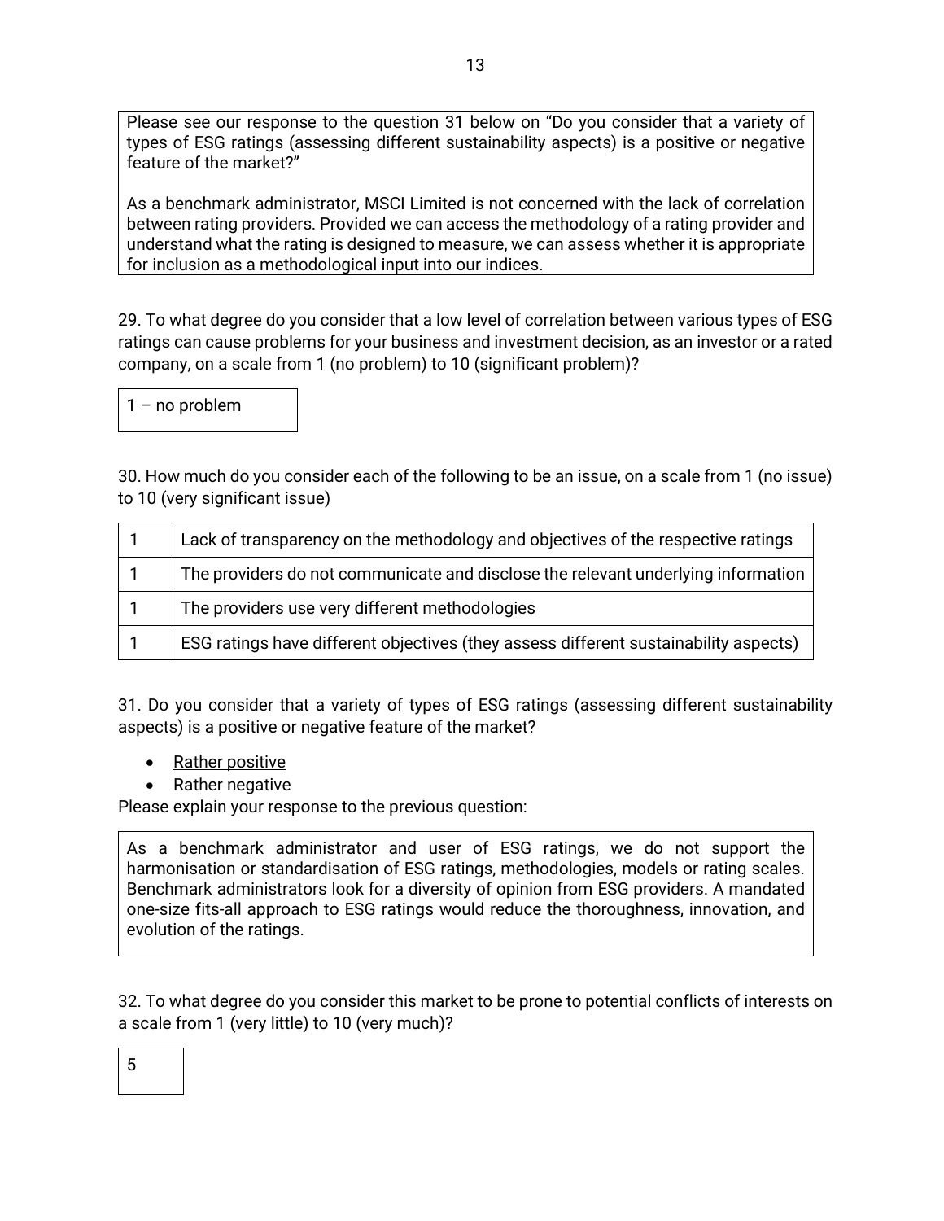Please see our response to the question 31 below on "Do you consider that a variety of types of ESG ratings (assessing different sustainability aspects) is a positive or negative feature of the market?"

As a benchmark administrator, MSCI Limited is not concerned with the lack of correlation between rating providers. Provided we can access the methodology of a rating provider and understand what the rating is designed to measure, we can assess whether it is appropriate for inclusion as a methodological input into our indices.

29. To what degree do you consider that a low level of correlation between various types of ESG ratings can cause problems for your business and investment decision, as an investor or a rated company, on a scale from 1 (no problem) to 10 (significant problem)?

1 – no problem

30. How much do you consider each of the following to be an issue, on a scale from 1 (no issue) to 10 (very significant issue)

| | |
|---|---|
| 1 | Lack of transparency on the methodology and objectives of the respective ratings |
| 1 | The providers do not communicate and disclose the relevant underlying information |
| 1 | The providers use very different methodologies |
| 1 | ESG ratings have different objectives (they assess different sustainability aspects) |

31. Do you consider that a variety of types of ESG ratings (assessing different sustainability aspects) is a positive or negative feature of the market?

- <u>Rather positive</u>
- Rather negative

Please explain your response to the previous question:

As a benchmark administrator and user of ESG ratings, we do not support the harmonisation or standardisation of ESG ratings, methodologies, models or rating scales. Benchmark administrators look for a diversity of opinion from ESG providers. A mandated one-size fits-all approach to ESG ratings would reduce the thoroughness, innovation, and evolution of the ratings.

32. To what degree do you consider this market to be prone to potential conflicts of interests on a scale from 1 (very little) to 10 (very much)?

5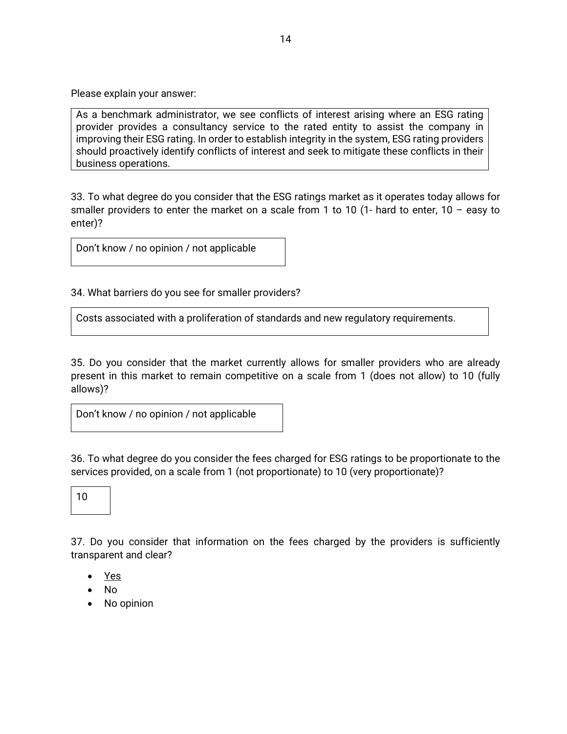Please explain your answer:

As a benchmark administrator, we see conflicts of interest arising where an ESG rating provider provides a consultancy service to the rated entity to assist the company in improving their ESG rating. In order to establish integrity in the system, ESG rating providers should proactively identify conflicts of interest and seek to mitigate these conflicts in their business operations.

33. To what degree do you consider that the ESG ratings market as it operates today allows for smaller providers to enter the market on a scale from 1 to 10 (1- hard to enter, 10 – easy to enter)?

Don't know / no opinion / not applicable

34. What barriers do you see for smaller providers?

Costs associated with a proliferation of standards and new regulatory requirements.

35. Do you consider that the market currently allows for smaller providers who are already present in this market to remain competitive on a scale from 1 (does not allow) to 10 (fully allows)?

Don't know / no opinion / not applicable

36. To what degree do you consider the fees charged for ESG ratings to be proportionate to the services provided, on a scale from 1 (not proportionate) to 10 (very proportionate)?

10

37. Do you consider that information on the fees charged by the providers is sufficiently transparent and clear?

- <u>Yes</u>
- No
- No opinion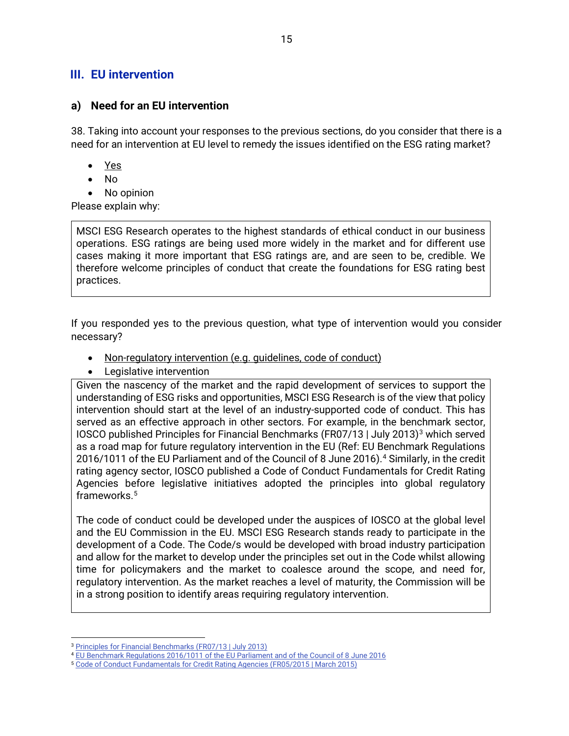## III. EU intervention

### a) Need for an EU intervention

38. Taking into account your responses to the previous sections, do you consider that there is a need for an intervention at EU level to remedy the issues identified on the ESG rating market?

- <u>Yes</u>
- No
- No opinion

Please explain why:

> MSCI ESG Research operates to the highest standards of ethical conduct in our business operations. ESG ratings are being used more widely in the market and for different use cases making it more important that ESG ratings are, and are seen to be, credible. We therefore welcome principles of conduct that create the foundations for ESG rating best practices.

If you responded yes to the previous question, what type of intervention would you consider necessary?

- <u>Non-regulatory intervention (e.g. guidelines, code of conduct)</u>
- Legislative intervention

> Given the nascency of the market and the rapid development of services to support the understanding of ESG risks and opportunities, MSCI ESG Research is of the view that policy intervention should start at the level of an industry-supported code of conduct. This has served as an effective approach in other sectors. For example, in the benchmark sector, IOSCO published Principles for Financial Benchmarks (FR07/13 | July 2013)[3] which served as a road map for future regulatory intervention in the EU (Ref: EU Benchmark Regulations 2016/1011 of the EU Parliament and of the Council of 8 June 2016).[4] Similarly, in the credit rating agency sector, IOSCO published a Code of Conduct Fundamentals for Credit Rating Agencies before legislative initiatives adopted the principles into global regulatory frameworks.[5]
>
> The code of conduct could be developed under the auspices of IOSCO at the global level and the EU Commission in the EU. MSCI ESG Research stands ready to participate in the development of a Code. The Code/s would be developed with broad industry participation and allow for the market to develop under the principles set out in the Code whilst allowing time for policymakers and the market to coalesce around the scope, and need for, regulatory intervention. As the market reaches a level of maturity, the Commission will be in a strong position to identify areas requiring regulatory intervention.

---

[3] Principles for Financial Benchmarks (FR07/13 | July 2013)

[4] EU Benchmark Regulations 2016/1011 of the EU Parliament and of the Council of 8 June 2016

[5] Code of Conduct Fundamentals for Credit Rating Agencies (FR05/2015 | March 2015)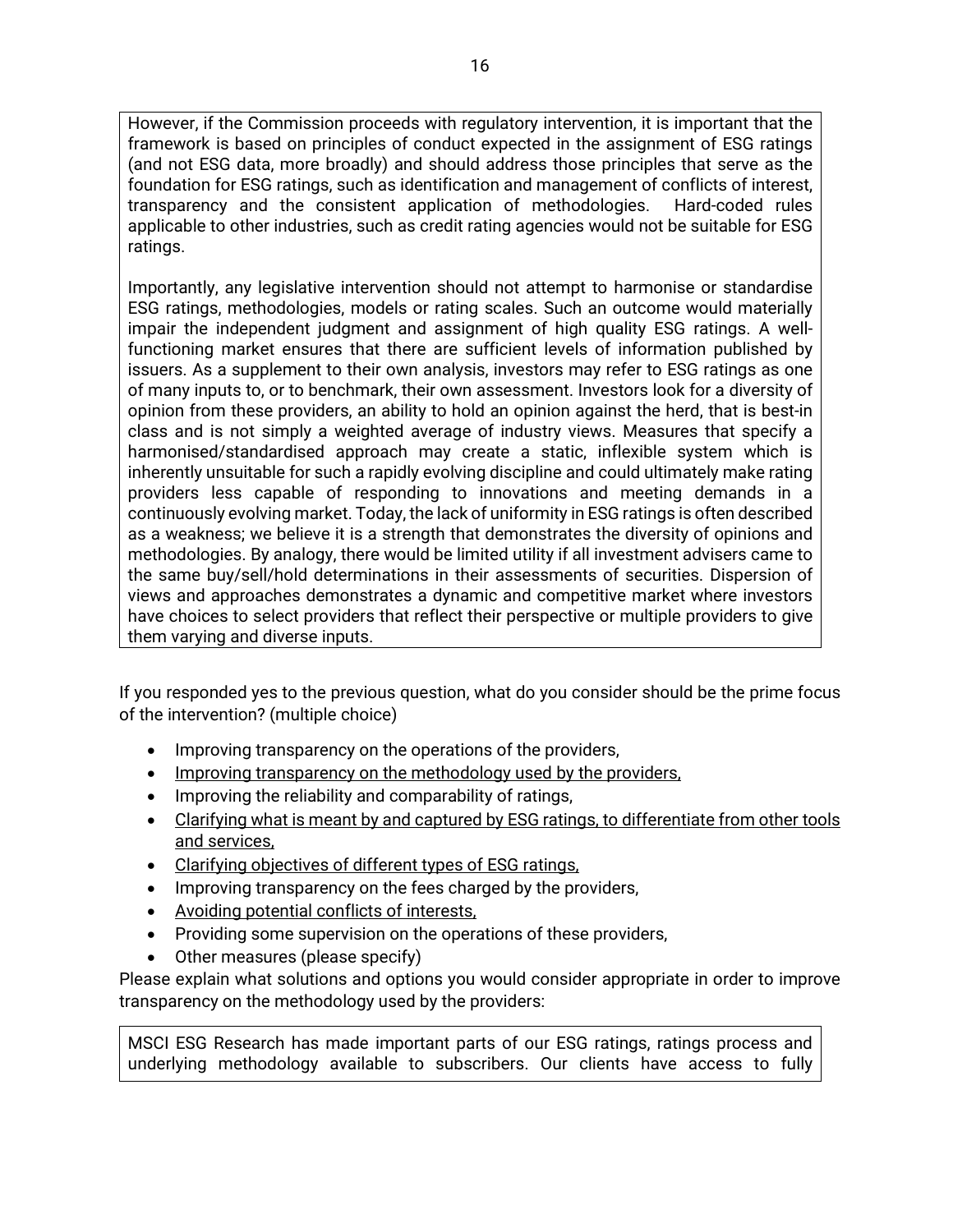However, if the Commission proceeds with regulatory intervention, it is important that the framework is based on principles of conduct expected in the assignment of ESG ratings (and not ESG data, more broadly) and should address those principles that serve as the foundation for ESG ratings, such as identification and management of conflicts of interest, transparency and the consistent application of methodologies. Hard-coded rules applicable to other industries, such as credit rating agencies would not be suitable for ESG ratings.

Importantly, any legislative intervention should not attempt to harmonise or standardise ESG ratings, methodologies, models or rating scales. Such an outcome would materially impair the independent judgment and assignment of high quality ESG ratings. A well-functioning market ensures that there are sufficient levels of information published by issuers. As a supplement to their own analysis, investors may refer to ESG ratings as one of many inputs to, or to benchmark, their own assessment. Investors look for a diversity of opinion from these providers, an ability to hold an opinion against the herd, that is best-in class and is not simply a weighted average of industry views. Measures that specify a harmonised/standardised approach may create a static, inflexible system which is inherently unsuitable for such a rapidly evolving discipline and could ultimately make rating providers less capable of responding to innovations and meeting demands in a continuously evolving market. Today, the lack of uniformity in ESG ratings is often described as a weakness; we believe it is a strength that demonstrates the diversity of opinions and methodologies. By analogy, there would be limited utility if all investment advisers came to the same buy/sell/hold determinations in their assessments of securities. Dispersion of views and approaches demonstrates a dynamic and competitive market where investors have choices to select providers that reflect their perspective or multiple providers to give them varying and diverse inputs.

If you responded yes to the previous question, what do you consider should be the prime focus of the intervention? (multiple choice)

- Improving transparency on the operations of the providers,
- <u>Improving transparency on the methodology used by the providers,</u>
- Improving the reliability and comparability of ratings,
- <u>Clarifying what is meant by and captured by ESG ratings, to differentiate from other tools and services,</u>
- <u>Clarifying objectives of different types of ESG ratings,</u>
- Improving transparency on the fees charged by the providers,
- <u>Avoiding potential conflicts of interests,</u>
- Providing some supervision on the operations of these providers,
- Other measures (please specify)

Please explain what solutions and options you would consider appropriate in order to improve transparency on the methodology used by the providers:

MSCI ESG Research has made important parts of our ESG ratings, ratings process and underlying methodology available to subscribers. Our clients have access to fully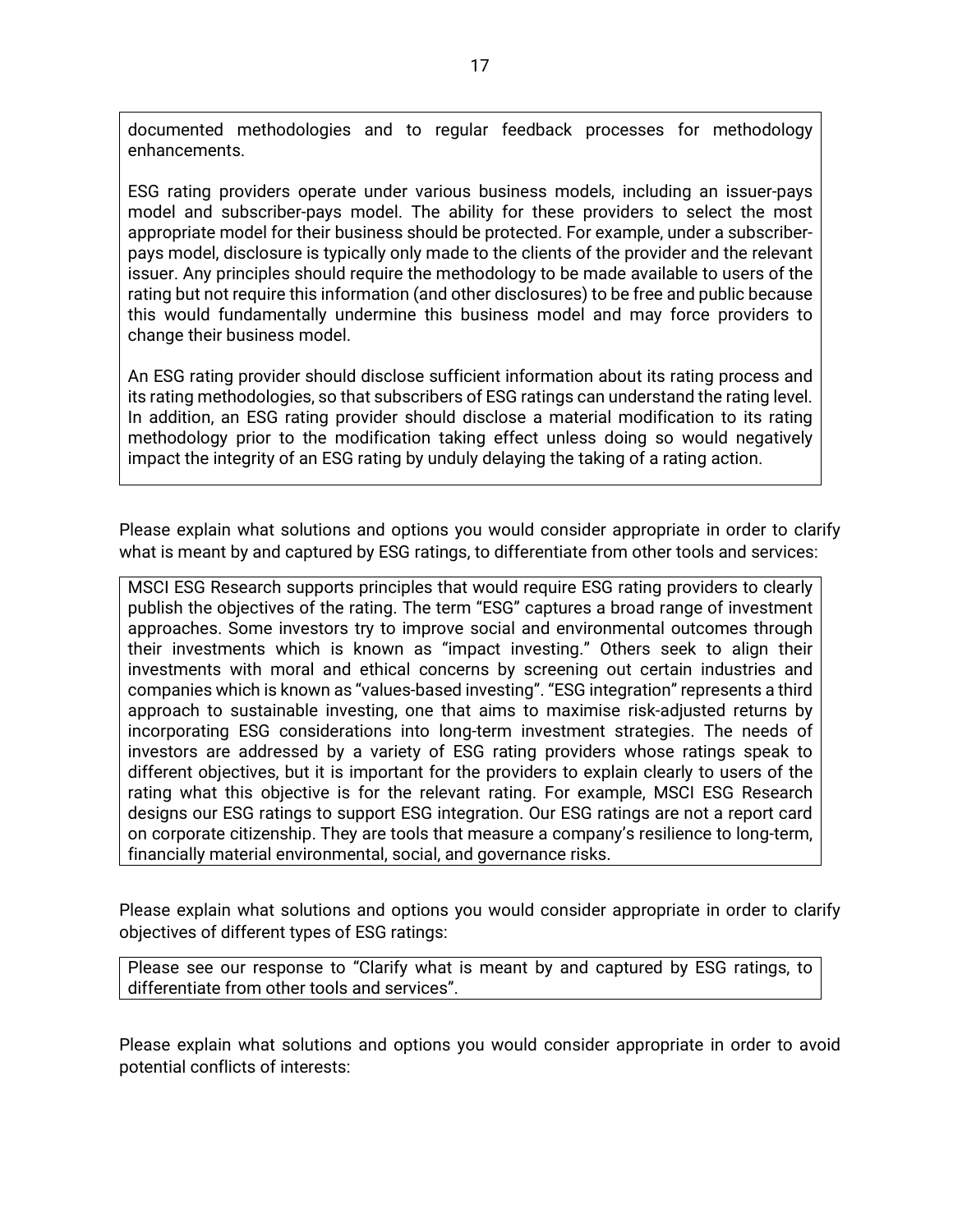documented methodologies and to regular feedback processes for methodology enhancements.

ESG rating providers operate under various business models, including an issuer-pays model and subscriber-pays model. The ability for these providers to select the most appropriate model for their business should be protected. For example, under a subscriber-pays model, disclosure is typically only made to the clients of the provider and the relevant issuer. Any principles should require the methodology to be made available to users of the rating but not require this information (and other disclosures) to be free and public because this would fundamentally undermine this business model and may force providers to change their business model.

An ESG rating provider should disclose sufficient information about its rating process and its rating methodologies, so that subscribers of ESG ratings can understand the rating level. In addition, an ESG rating provider should disclose a material modification to its rating methodology prior to the modification taking effect unless doing so would negatively impact the integrity of an ESG rating by unduly delaying the taking of a rating action.

Please explain what solutions and options you would consider appropriate in order to clarify what is meant by and captured by ESG ratings, to differentiate from other tools and services:

MSCI ESG Research supports principles that would require ESG rating providers to clearly publish the objectives of the rating. The term "ESG" captures a broad range of investment approaches. Some investors try to improve social and environmental outcomes through their investments which is known as "impact investing." Others seek to align their investments with moral and ethical concerns by screening out certain industries and companies which is known as "values-based investing". "ESG integration" represents a third approach to sustainable investing, one that aims to maximise risk-adjusted returns by incorporating ESG considerations into long-term investment strategies. The needs of investors are addressed by a variety of ESG rating providers whose ratings speak to different objectives, but it is important for the providers to explain clearly to users of the rating what this objective is for the relevant rating. For example, MSCI ESG Research designs our ESG ratings to support ESG integration. Our ESG ratings are not a report card on corporate citizenship. They are tools that measure a company's resilience to long-term, financially material environmental, social, and governance risks.

Please explain what solutions and options you would consider appropriate in order to clarify objectives of different types of ESG ratings:

Please see our response to "Clarify what is meant by and captured by ESG ratings, to differentiate from other tools and services".

Please explain what solutions and options you would consider appropriate in order to avoid potential conflicts of interests: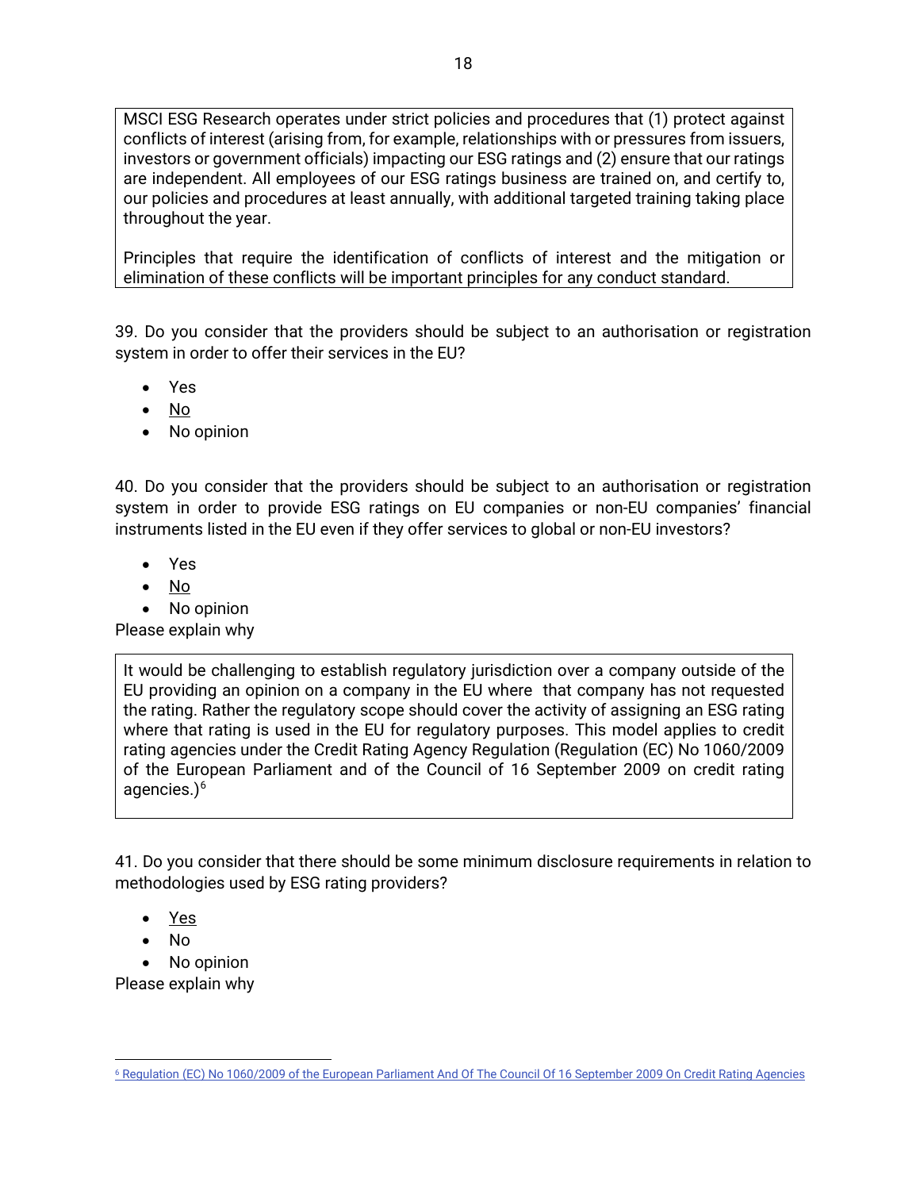MSCI ESG Research operates under strict policies and procedures that (1) protect against conflicts of interest (arising from, for example, relationships with or pressures from issuers, investors or government officials) impacting our ESG ratings and (2) ensure that our ratings are independent. All employees of our ESG ratings business are trained on, and certify to, our policies and procedures at least annually, with additional targeted training taking place throughout the year.

Principles that require the identification of conflicts of interest and the mitigation or elimination of these conflicts will be important principles for any conduct standard.

39. Do you consider that the providers should be subject to an authorisation or registration system in order to offer their services in the EU?

- Yes
- <u>No</u>
- No opinion

40. Do you consider that the providers should be subject to an authorisation or registration system in order to provide ESG ratings on EU companies or non-EU companies' financial instruments listed in the EU even if they offer services to global or non-EU investors?

- Yes
- <u>No</u>
- No opinion

Please explain why

It would be challenging to establish regulatory jurisdiction over a company outside of the EU providing an opinion on a company in the EU where that company has not requested the rating. Rather the regulatory scope should cover the activity of assigning an ESG rating where that rating is used in the EU for regulatory purposes. This model applies to credit rating agencies under the Credit Rating Agency Regulation (Regulation (EC) No 1060/2009 of the European Parliament and of the Council of 16 September 2009 on credit rating agencies.)[6]

41. Do you consider that there should be some minimum disclosure requirements in relation to methodologies used by ESG rating providers?

- <u>Yes</u>
- No
- No opinion

Please explain why

[6] Regulation (EC) No 1060/2009 of the European Parliament And Of The Council Of 16 September 2009 On Credit Rating Agencies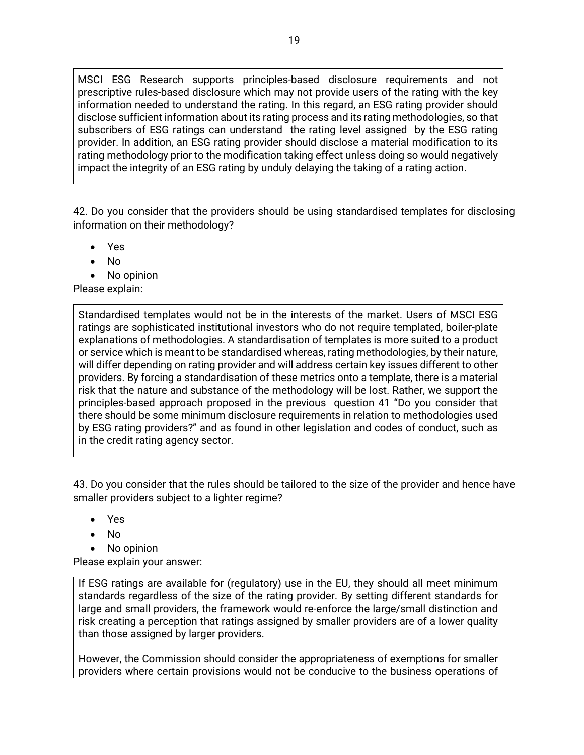MSCI ESG Research supports principles-based disclosure requirements and not prescriptive rules-based disclosure which may not provide users of the rating with the key information needed to understand the rating. In this regard, an ESG rating provider should disclose sufficient information about its rating process and its rating methodologies, so that subscribers of ESG ratings can understand the rating level assigned by the ESG rating provider. In addition, an ESG rating provider should disclose a material modification to its rating methodology prior to the modification taking effect unless doing so would negatively impact the integrity of an ESG rating by unduly delaying the taking of a rating action.

42. Do you consider that the providers should be using standardised templates for disclosing information on their methodology?

- Yes
- <u>No</u>
- No opinion

Please explain:

Standardised templates would not be in the interests of the market. Users of MSCI ESG ratings are sophisticated institutional investors who do not require templated, boiler-plate explanations of methodologies. A standardisation of templates is more suited to a product or service which is meant to be standardised whereas, rating methodologies, by their nature, will differ depending on rating provider and will address certain key issues different to other providers. By forcing a standardisation of these metrics onto a template, there is a material risk that the nature and substance of the methodology will be lost. Rather, we support the principles-based approach proposed in the previous question 41 "Do you consider that there should be some minimum disclosure requirements in relation to methodologies used by ESG rating providers?" and as found in other legislation and codes of conduct, such as in the credit rating agency sector.

43. Do you consider that the rules should be tailored to the size of the provider and hence have smaller providers subject to a lighter regime?

- Yes
- <u>No</u>
- No opinion

Please explain your answer:

If ESG ratings are available for (regulatory) use in the EU, they should all meet minimum standards regardless of the size of the rating provider. By setting different standards for large and small providers, the framework would re-enforce the large/small distinction and risk creating a perception that ratings assigned by smaller providers are of a lower quality than those assigned by larger providers.

However, the Commission should consider the appropriateness of exemptions for smaller providers where certain provisions would not be conducive to the business operations of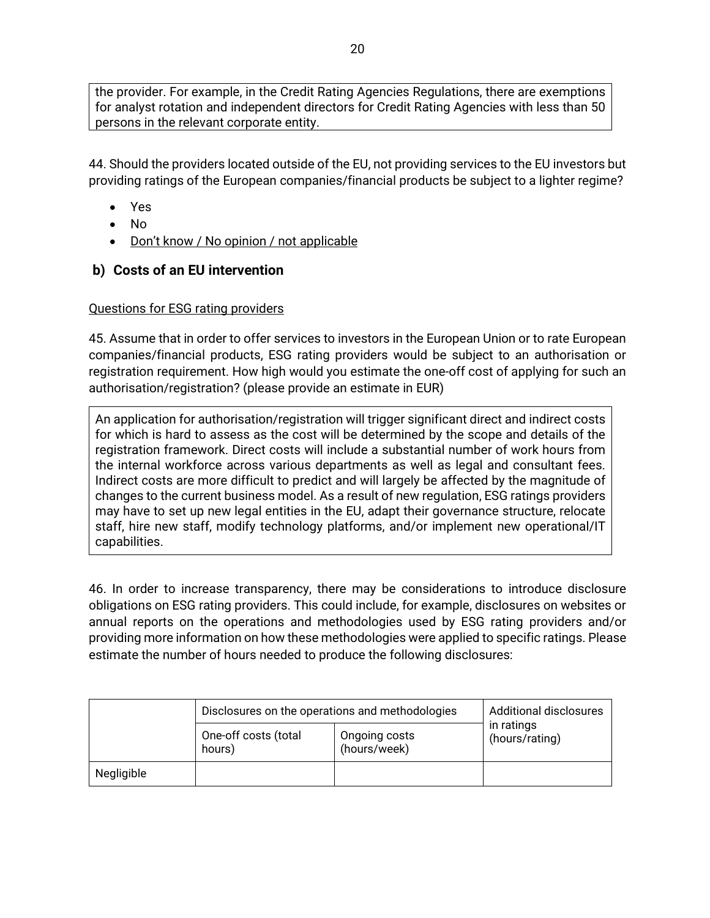the provider. For example, in the Credit Rating Agencies Regulations, there are exemptions for analyst rotation and independent directors for Credit Rating Agencies with less than 50 persons in the relevant corporate entity.

44. Should the providers located outside of the EU, not providing services to the EU investors but providing ratings of the European companies/financial products be subject to a lighter regime?

- Yes
- No
- Don't know / No opinion / not applicable

### b) Costs of an EU intervention

Questions for ESG rating providers

45. Assume that in order to offer services to investors in the European Union or to rate European companies/financial products, ESG rating providers would be subject to an authorisation or registration requirement. How high would you estimate the one-off cost of applying for such an authorisation/registration? (please provide an estimate in EUR)

An application for authorisation/registration will trigger significant direct and indirect costs for which is hard to assess as the cost will be determined by the scope and details of the registration framework. Direct costs will include a substantial number of work hours from the internal workforce across various departments as well as legal and consultant fees. Indirect costs are more difficult to predict and will largely be affected by the magnitude of changes to the current business model. As a result of new regulation, ESG ratings providers may have to set up new legal entities in the EU, adapt their governance structure, relocate staff, hire new staff, modify technology platforms, and/or implement new operational/IT capabilities.

46. In order to increase transparency, there may be considerations to introduce disclosure obligations on ESG rating providers. This could include, for example, disclosures on websites or annual reports on the operations and methodologies used by ESG rating providers and/or providing more information on how these methodologies were applied to specific ratings. Please estimate the number of hours needed to produce the following disclosures:

| | Disclosures on the operations and methodologies | | Additional disclosures in ratings (hours/rating) |
|---|---|---|---|
| | One-off costs (total hours) | Ongoing costs (hours/week) | |
| Negligible | | | |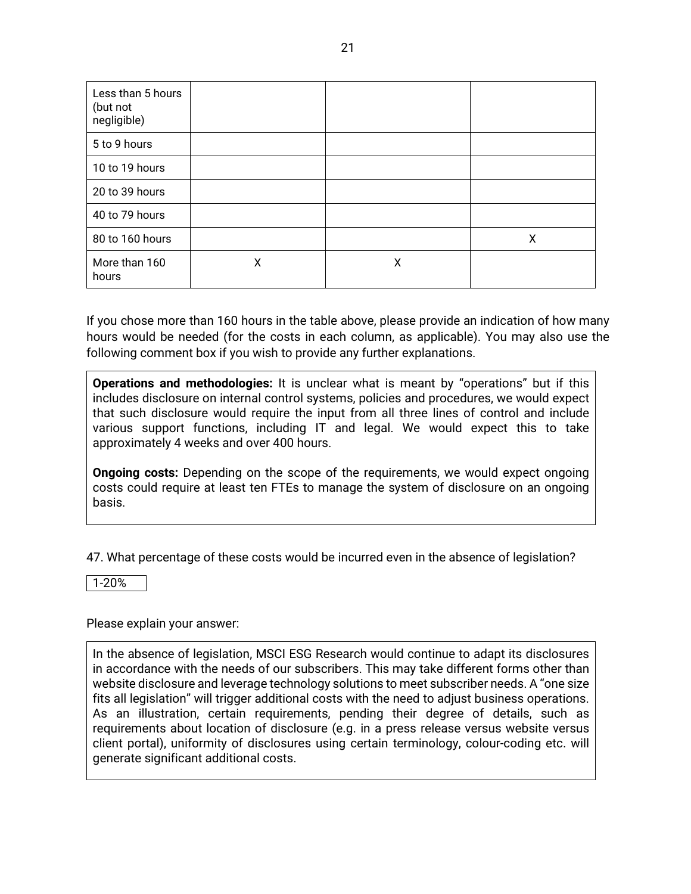| | | | |
|---|---|---|---|
| Less than 5 hours (but not negligible) | | | |
| 5 to 9 hours | | | |
| 10 to 19 hours | | | |
| 20 to 39 hours | | | |
| 40 to 79 hours | | | |
| 80 to 160 hours | | | X |
| More than 160 hours | X | X | |

If you chose more than 160 hours in the table above, please provide an indication of how many hours would be needed (for the costs in each column, as applicable). You may also use the following comment box if you wish to provide any further explanations.

> **Operations and methodologies:** It is unclear what is meant by "operations" but if this includes disclosure on internal control systems, policies and procedures, we would expect that such disclosure would require the input from all three lines of control and include various support functions, including IT and legal. We would expect this to take approximately 4 weeks and over 400 hours.
>
> **Ongoing costs:** Depending on the scope of the requirements, we would expect ongoing costs could require at least ten FTEs to manage the system of disclosure on an ongoing basis.

47. What percentage of these costs would be incurred even in the absence of legislation?

1-20%

Please explain your answer:

> In the absence of legislation, MSCI ESG Research would continue to adapt its disclosures in accordance with the needs of our subscribers. This may take different forms other than website disclosure and leverage technology solutions to meet subscriber needs. A "one size fits all legislation" will trigger additional costs with the need to adjust business operations. As an illustration, certain requirements, pending their degree of details, such as requirements about location of disclosure (e.g. in a press release versus website versus client portal), uniformity of disclosures using certain terminology, colour-coding etc. will generate significant additional costs.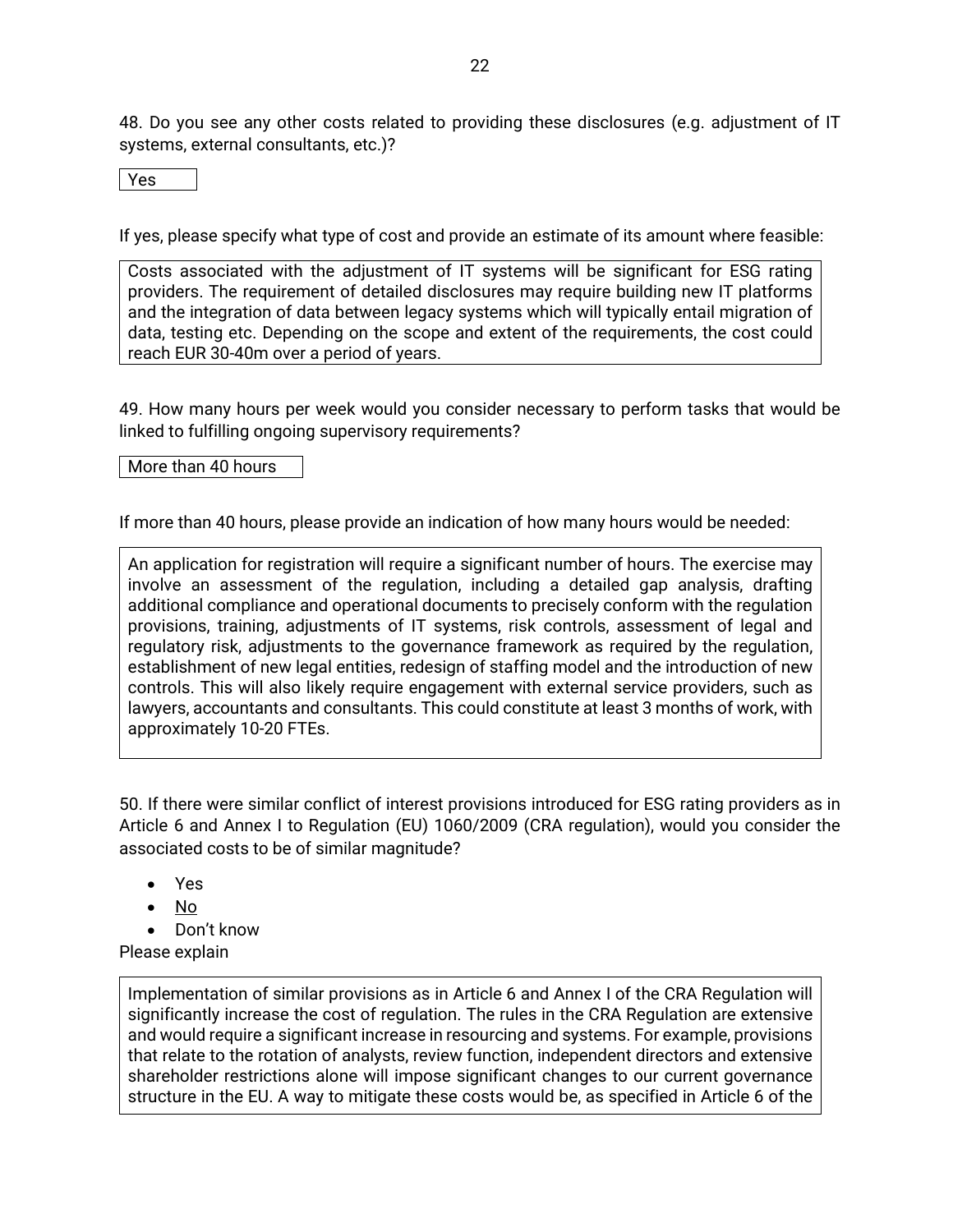48. Do you see any other costs related to providing these disclosures (e.g. adjustment of IT systems, external consultants, etc.)?

Yes

If yes, please specify what type of cost and provide an estimate of its amount where feasible:

> Costs associated with the adjustment of IT systems will be significant for ESG rating providers. The requirement of detailed disclosures may require building new IT platforms and the integration of data between legacy systems which will typically entail migration of data, testing etc. Depending on the scope and extent of the requirements, the cost could reach EUR 30-40m over a period of years.

49. How many hours per week would you consider necessary to perform tasks that would be linked to fulfilling ongoing supervisory requirements?

More than 40 hours

If more than 40 hours, please provide an indication of how many hours would be needed:

> An application for registration will require a significant number of hours. The exercise may involve an assessment of the regulation, including a detailed gap analysis, drafting additional compliance and operational documents to precisely conform with the regulation provisions, training, adjustments of IT systems, risk controls, assessment of legal and regulatory risk, adjustments to the governance framework as required by the regulation, establishment of new legal entities, redesign of staffing model and the introduction of new controls. This will also likely require engagement with external service providers, such as lawyers, accountants and consultants. This could constitute at least 3 months of work, with approximately 10-20 FTEs.

50. If there were similar conflict of interest provisions introduced for ESG rating providers as in Article 6 and Annex I to Regulation (EU) 1060/2009 (CRA regulation), would you consider the associated costs to be of similar magnitude?

- Yes
- <u>No</u>
- Don't know

Please explain

> Implementation of similar provisions as in Article 6 and Annex I of the CRA Regulation will significantly increase the cost of regulation. The rules in the CRA Regulation are extensive and would require a significant increase in resourcing and systems. For example, provisions that relate to the rotation of analysts, review function, independent directors and extensive shareholder restrictions alone will impose significant changes to our current governance structure in the EU. A way to mitigate these costs would be, as specified in Article 6 of the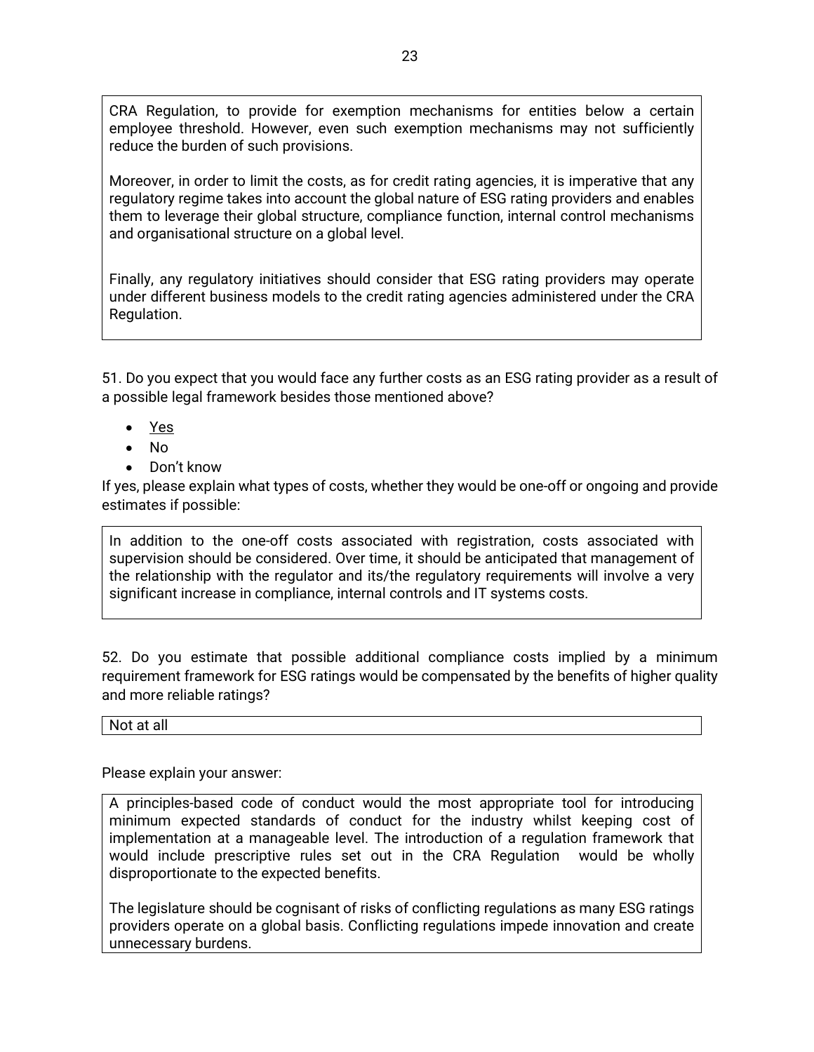CRA Regulation, to provide for exemption mechanisms for entities below a certain employee threshold. However, even such exemption mechanisms may not sufficiently reduce the burden of such provisions.

Moreover, in order to limit the costs, as for credit rating agencies, it is imperative that any regulatory regime takes into account the global nature of ESG rating providers and enables them to leverage their global structure, compliance function, internal control mechanisms and organisational structure on a global level.

Finally, any regulatory initiatives should consider that ESG rating providers may operate under different business models to the credit rating agencies administered under the CRA Regulation.

51. Do you expect that you would face any further costs as an ESG rating provider as a result of a possible legal framework besides those mentioned above?

- <u>Yes</u>
- No
- Don't know

If yes, please explain what types of costs, whether they would be one-off or ongoing and provide estimates if possible:

In addition to the one-off costs associated with registration, costs associated with supervision should be considered. Over time, it should be anticipated that management of the relationship with the regulator and its/the regulatory requirements will involve a very significant increase in compliance, internal controls and IT systems costs.

52. Do you estimate that possible additional compliance costs implied by a minimum requirement framework for ESG ratings would be compensated by the benefits of higher quality and more reliable ratings?

Not at all

Please explain your answer:

A principles-based code of conduct would the most appropriate tool for introducing minimum expected standards of conduct for the industry whilst keeping cost of implementation at a manageable level. The introduction of a regulation framework that would include prescriptive rules set out in the CRA Regulation would be wholly disproportionate to the expected benefits.

The legislature should be cognisant of risks of conflicting regulations as many ESG ratings providers operate on a global basis. Conflicting regulations impede innovation and create unnecessary burdens.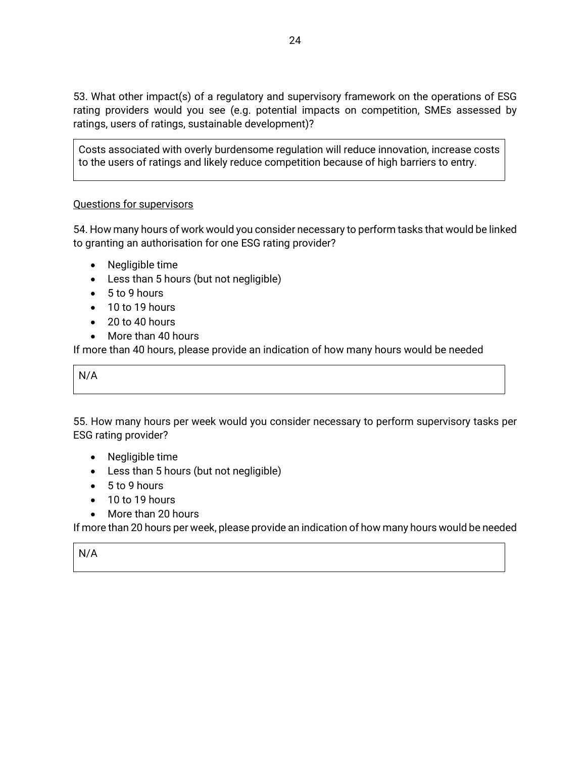53. What other impact(s) of a regulatory and supervisory framework on the operations of ESG rating providers would you see (e.g. potential impacts on competition, SMEs assessed by ratings, users of ratings, sustainable development)?

> Costs associated with overly burdensome regulation will reduce innovation, increase costs to the users of ratings and likely reduce competition because of high barriers to entry.

<u>Questions for supervisors</u>

54. How many hours of work would you consider necessary to perform tasks that would be linked to granting an authorisation for one ESG rating provider?

- Negligible time
- Less than 5 hours (but not negligible)
- 5 to 9 hours
- 10 to 19 hours
- 20 to 40 hours
- More than 40 hours

If more than 40 hours, please provide an indication of how many hours would be needed

> N/A

55. How many hours per week would you consider necessary to perform supervisory tasks per ESG rating provider?

- Negligible time
- Less than 5 hours (but not negligible)
- 5 to 9 hours
- 10 to 19 hours
- More than 20 hours

If more than 20 hours per week, please provide an indication of how many hours would be needed

> N/A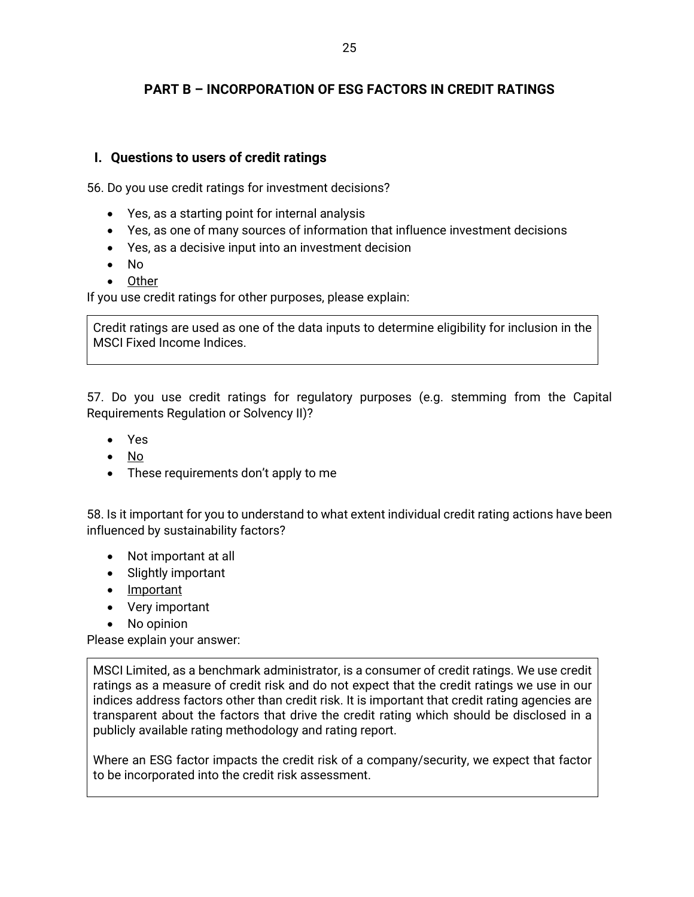## PART B – INCORPORATION OF ESG FACTORS IN CREDIT RATINGS

### I. Questions to users of credit ratings

56. Do you use credit ratings for investment decisions?

- Yes, as a starting point for internal analysis
- Yes, as one of many sources of information that influence investment decisions
- Yes, as a decisive input into an investment decision
- No
- <u>Other</u>

If you use credit ratings for other purposes, please explain:

> Credit ratings are used as one of the data inputs to determine eligibility for inclusion in the MSCI Fixed Income Indices.

57. Do you use credit ratings for regulatory purposes (e.g. stemming from the Capital Requirements Regulation or Solvency II)?

- Yes
- <u>No</u>
- These requirements don't apply to me

58. Is it important for you to understand to what extent individual credit rating actions have been influenced by sustainability factors?

- Not important at all
- Slightly important
- <u>Important</u>
- Very important
- No opinion

Please explain your answer:

> MSCI Limited, as a benchmark administrator, is a consumer of credit ratings. We use credit ratings as a measure of credit risk and do not expect that the credit ratings we use in our indices address factors other than credit risk. It is important that credit rating agencies are transparent about the factors that drive the credit rating which should be disclosed in a publicly available rating methodology and rating report.
>
> Where an ESG factor impacts the credit risk of a company/security, we expect that factor to be incorporated into the credit risk assessment.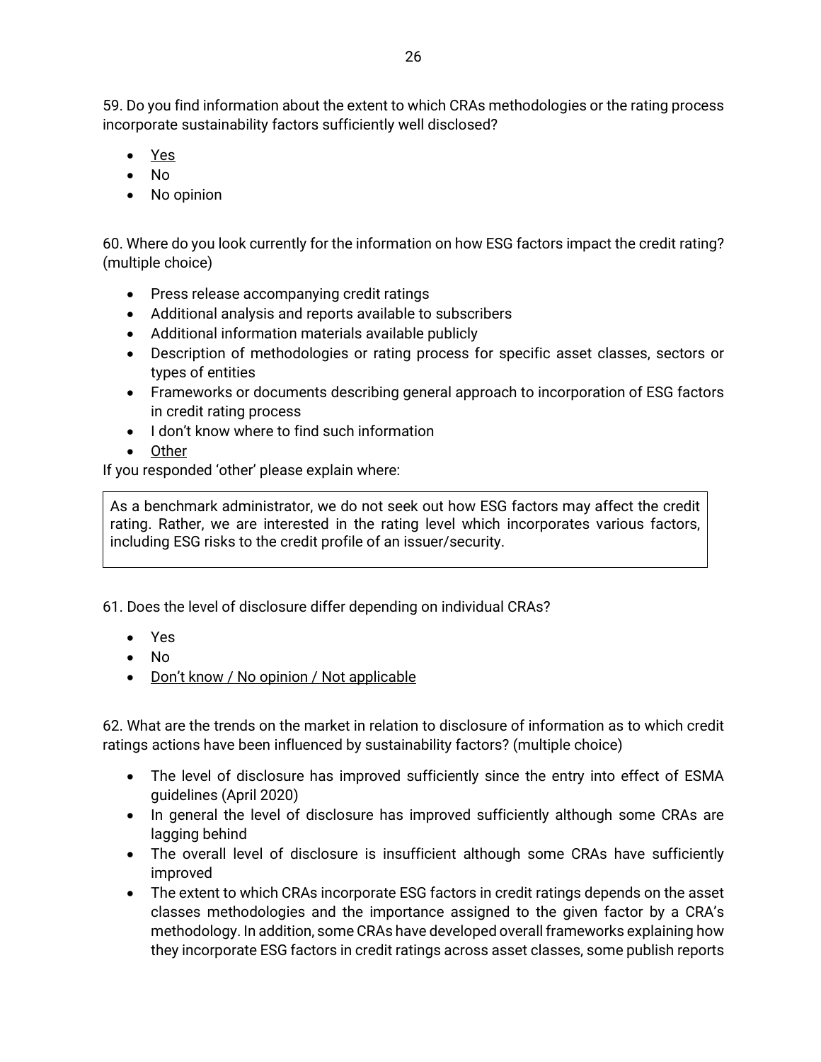59. Do you find information about the extent to which CRAs methodologies or the rating process incorporate sustainability factors sufficiently well disclosed?

- <u>Yes</u>
- No
- No opinion

60. Where do you look currently for the information on how ESG factors impact the credit rating? (multiple choice)

- Press release accompanying credit ratings
- Additional analysis and reports available to subscribers
- Additional information materials available publicly
- Description of methodologies or rating process for specific asset classes, sectors or types of entities
- Frameworks or documents describing general approach to incorporation of ESG factors in credit rating process
- I don't know where to find such information
- <u>Other</u>

If you responded 'other' please explain where:

> As a benchmark administrator, we do not seek out how ESG factors may affect the credit rating. Rather, we are interested in the rating level which incorporates various factors, including ESG risks to the credit profile of an issuer/security.

61. Does the level of disclosure differ depending on individual CRAs?

- Yes
- No
- <u>Don't know / No opinion / Not applicable</u>

62. What are the trends on the market in relation to disclosure of information as to which credit ratings actions have been influenced by sustainability factors? (multiple choice)

- The level of disclosure has improved sufficiently since the entry into effect of ESMA guidelines (April 2020)
- In general the level of disclosure has improved sufficiently although some CRAs are lagging behind
- The overall level of disclosure is insufficient although some CRAs have sufficiently improved
- The extent to which CRAs incorporate ESG factors in credit ratings depends on the asset classes methodologies and the importance assigned to the given factor by a CRA's methodology. In addition, some CRAs have developed overall frameworks explaining how they incorporate ESG factors in credit ratings across asset classes, some publish reports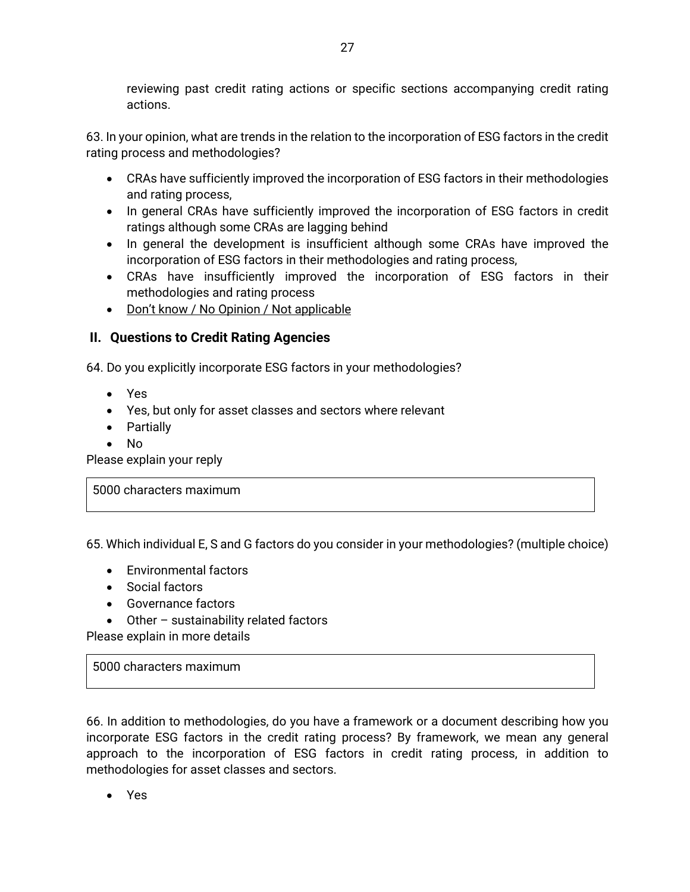reviewing past credit rating actions or specific sections accompanying credit rating actions.

63. In your opinion, what are trends in the relation to the incorporation of ESG factors in the credit rating process and methodologies?

- CRAs have sufficiently improved the incorporation of ESG factors in their methodologies and rating process,
- In general CRAs have sufficiently improved the incorporation of ESG factors in credit ratings although some CRAs are lagging behind
- In general the development is insufficient although some CRAs have improved the incorporation of ESG factors in their methodologies and rating process,
- CRAs have insufficiently improved the incorporation of ESG factors in their methodologies and rating process
- <u>Don't know / No Opinion / Not applicable</u>

## II. Questions to Credit Rating Agencies

64. Do you explicitly incorporate ESG factors in your methodologies?

- Yes
- Yes, but only for asset classes and sectors where relevant
- Partially
- No

Please explain your reply

| 5000 characters maximum |
| --- |

65. Which individual E, S and G factors do you consider in your methodologies? (multiple choice)

- Environmental factors
- Social factors
- Governance factors
- Other – sustainability related factors

Please explain in more details

| 5000 characters maximum |
| --- |

66. In addition to methodologies, do you have a framework or a document describing how you incorporate ESG factors in the credit rating process? By framework, we mean any general approach to the incorporation of ESG factors in credit rating process, in addition to methodologies for asset classes and sectors.

- Yes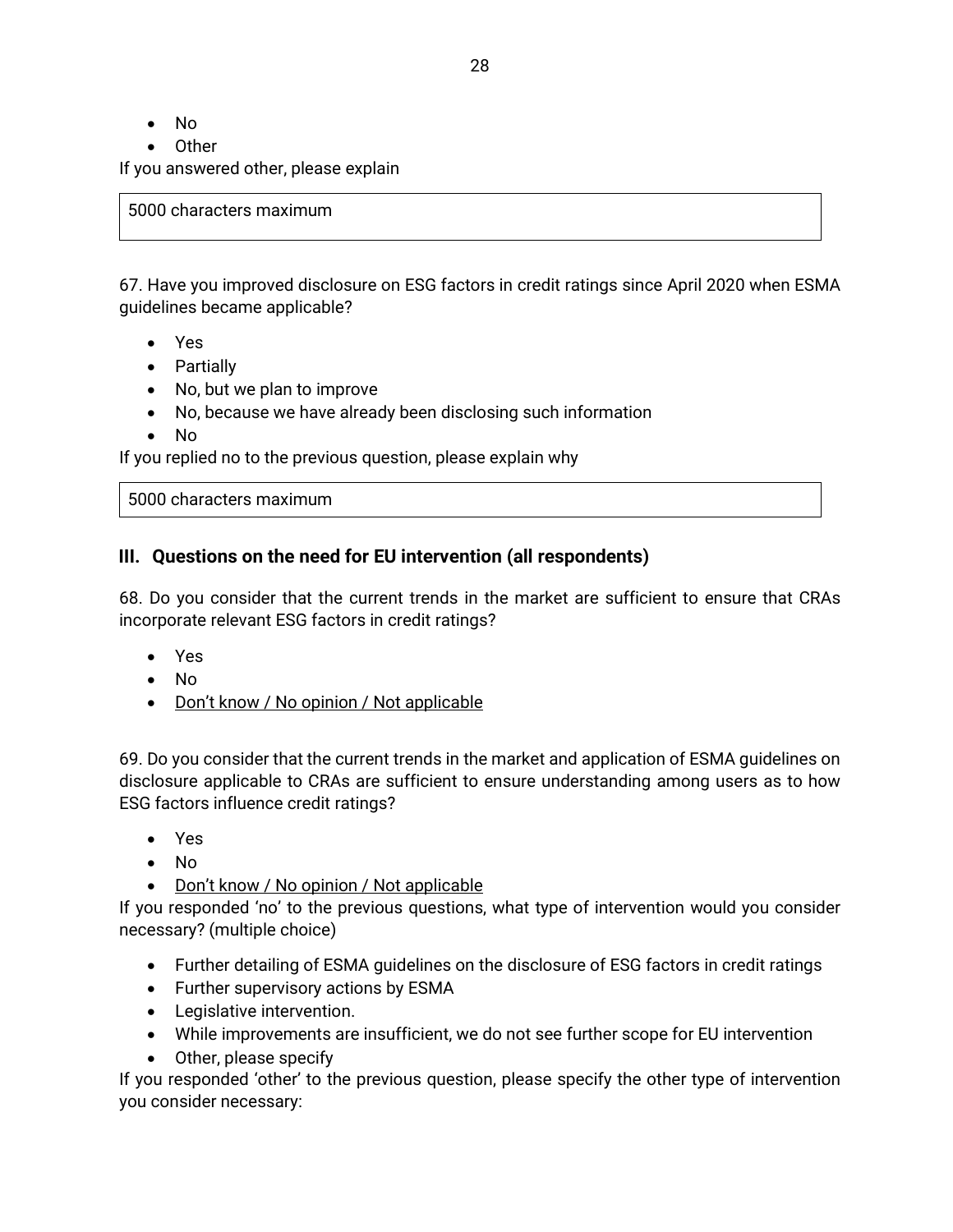- No
- Other

If you answered other, please explain

| 5000 characters maximum |
|---|

67. Have you improved disclosure on ESG factors in credit ratings since April 2020 when ESMA guidelines became applicable?

- Yes
- Partially
- No, but we plan to improve
- No, because we have already been disclosing such information
- No

If you replied no to the previous question, please explain why

| 5000 characters maximum |
|---|

## III. Questions on the need for EU intervention (all respondents)

68. Do you consider that the current trends in the market are sufficient to ensure that CRAs incorporate relevant ESG factors in credit ratings?

- Yes
- No
- <u>Don't know / No opinion / Not applicable</u>

69. Do you consider that the current trends in the market and application of ESMA guidelines on disclosure applicable to CRAs are sufficient to ensure understanding among users as to how ESG factors influence credit ratings?

- Yes
- No
- <u>Don't know / No opinion / Not applicable</u>

If you responded 'no' to the previous questions, what type of intervention would you consider necessary? (multiple choice)

- Further detailing of ESMA guidelines on the disclosure of ESG factors in credit ratings
- Further supervisory actions by ESMA
- Legislative intervention.
- While improvements are insufficient, we do not see further scope for EU intervention
- Other, please specify

If you responded 'other' to the previous question, please specify the other type of intervention you consider necessary: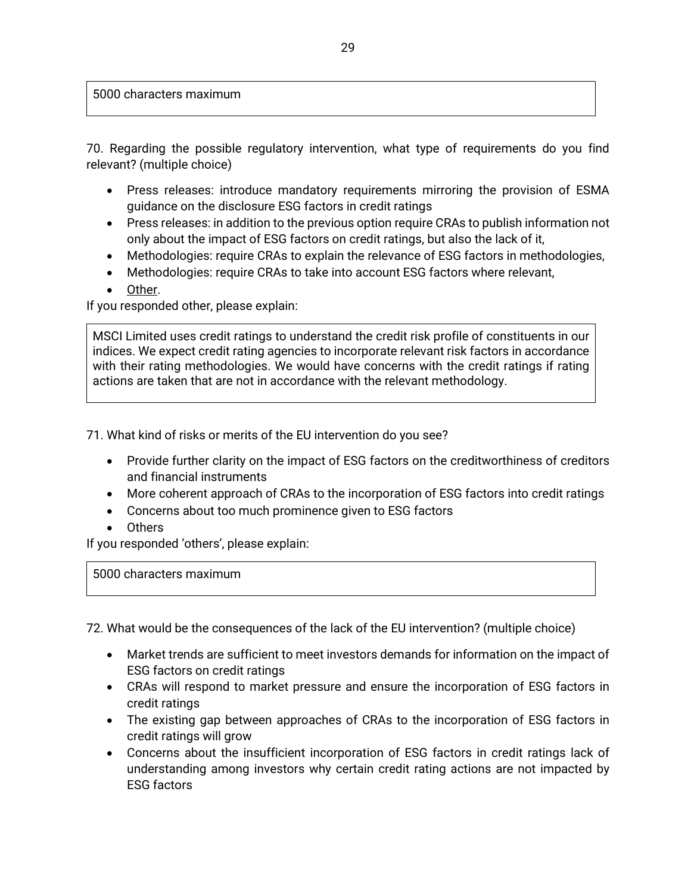5000 characters maximum

70. Regarding the possible regulatory intervention, what type of requirements do you find relevant? (multiple choice)

- Press releases: introduce mandatory requirements mirroring the provision of ESMA guidance on the disclosure ESG factors in credit ratings
- Press releases: in addition to the previous option require CRAs to publish information not only about the impact of ESG factors on credit ratings, but also the lack of it,
- Methodologies: require CRAs to explain the relevance of ESG factors in methodologies,
- Methodologies: require CRAs to take into account ESG factors where relevant,
- <u>Other</u>.

If you responded other, please explain:

MSCI Limited uses credit ratings to understand the credit risk profile of constituents in our indices. We expect credit rating agencies to incorporate relevant risk factors in accordance with their rating methodologies. We would have concerns with the credit ratings if rating actions are taken that are not in accordance with the relevant methodology.

71. What kind of risks or merits of the EU intervention do you see?

- Provide further clarity on the impact of ESG factors on the creditworthiness of creditors and financial instruments
- More coherent approach of CRAs to the incorporation of ESG factors into credit ratings
- Concerns about too much prominence given to ESG factors
- Others

If you responded 'others', please explain:

5000 characters maximum

72. What would be the consequences of the lack of the EU intervention? (multiple choice)

- Market trends are sufficient to meet investors demands for information on the impact of ESG factors on credit ratings
- CRAs will respond to market pressure and ensure the incorporation of ESG factors in credit ratings
- The existing gap between approaches of CRAs to the incorporation of ESG factors in credit ratings will grow
- Concerns about the insufficient incorporation of ESG factors in credit ratings lack of understanding among investors why certain credit rating actions are not impacted by ESG factors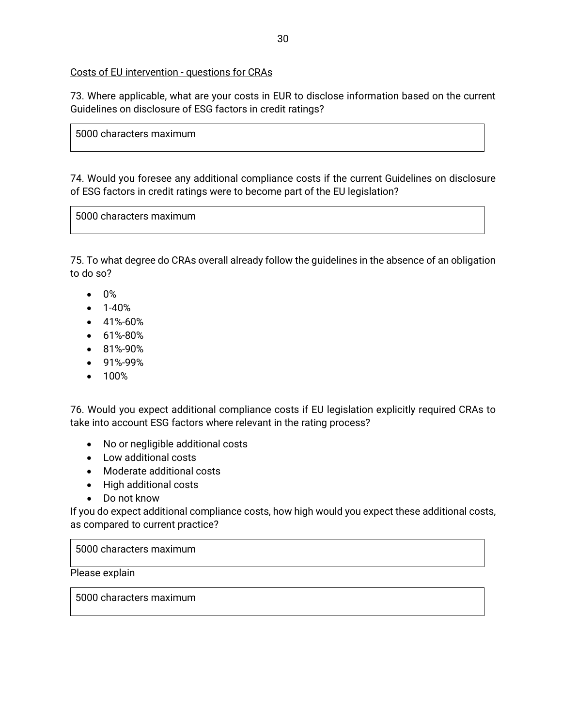Costs of EU intervention - questions for CRAs

73. Where applicable, what are your costs in EUR to disclose information based on the current Guidelines on disclosure of ESG factors in credit ratings?

| |
|---|
| 5000 characters maximum |

74. Would you foresee any additional compliance costs if the current Guidelines on disclosure of ESG factors in credit ratings were to become part of the EU legislation?

| |
|---|
| 5000 characters maximum |

75. To what degree do CRAs overall already follow the guidelines in the absence of an obligation to do so?

- 0%
- 1-40%
- 41%-60%
- 61%-80%
- 81%-90%
- 91%-99%
- 100%

76. Would you expect additional compliance costs if EU legislation explicitly required CRAs to take into account ESG factors where relevant in the rating process?

- No or negligible additional costs
- Low additional costs
- Moderate additional costs
- High additional costs
- Do not know

If you do expect additional compliance costs, how high would you expect these additional costs, as compared to current practice?

| |
|---|
| 5000 characters maximum |

Please explain

| |
|---|
| 5000 characters maximum |